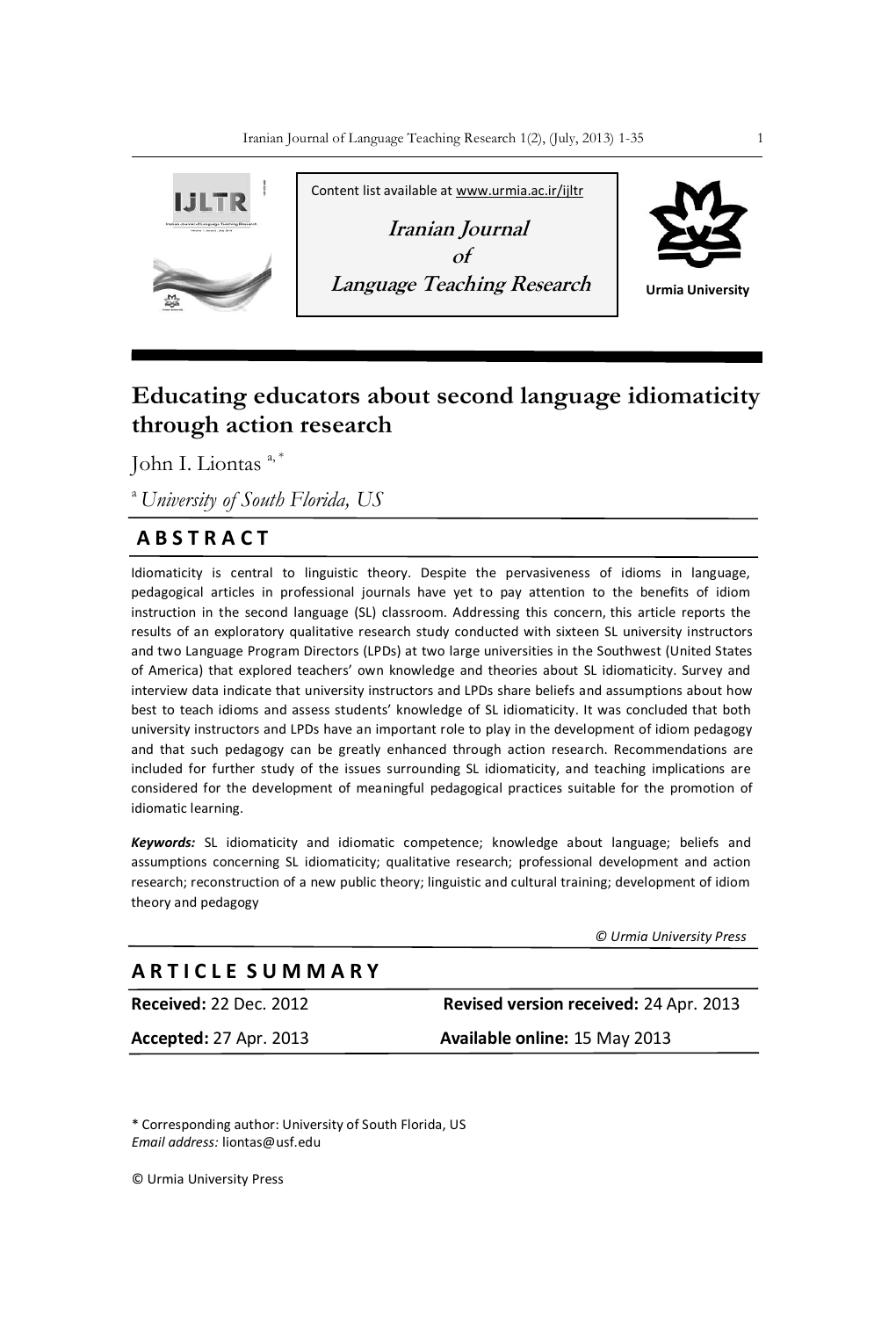Content list available at www.urmia.ac.ir/ijltr

**Iranian Journal of Language Teaching Research**

Urmia University

# Educating educators about second language idiomaticity through action research

John I. Liontas [a,*]

[a] *University of South Florida, US*

## ABSTRACT

Idiomaticity is central to linguistic theory. Despite the pervasiveness of idioms in language, pedagogical articles in professional journals have yet to pay attention to the benefits of idiom instruction in the second language (SL) classroom. Addressing this concern, this article reports the results of an exploratory qualitative research study conducted with sixteen SL university instructors and two Language Program Directors (LPDs) at two large universities in the Southwest (United States of America) that explored teachers' own knowledge and theories about SL idiomaticity. Survey and interview data indicate that university instructors and LPDs share beliefs and assumptions about how best to teach idioms and assess students' knowledge of SL idiomaticity. It was concluded that both university instructors and LPDs have an important role to play in the development of idiom pedagogy and that such pedagogy can be greatly enhanced through action research. Recommendations are included for further study of the issues surrounding SL idiomaticity, and teaching implications are considered for the development of meaningful pedagogical practices suitable for the promotion of idiomatic learning.

***Keywords:*** SL idiomaticity and idiomatic competence; knowledge about language; beliefs and assumptions concerning SL idiomaticity; qualitative research; professional development and action research; reconstruction of a new public theory; linguistic and cultural training; development of idiom theory and pedagogy

*© Urmia University Press*

## ARTICLE SUMMARY

**Received:** 22 Dec. 2012

**Revised version received:** 24 Apr. 2013

**Accepted:** 27 Apr. 2013

**Available online:** 15 May 2013

\* Corresponding author: University of South Florida, US
*Email address:* liontas@usf.edu

© Urmia University Press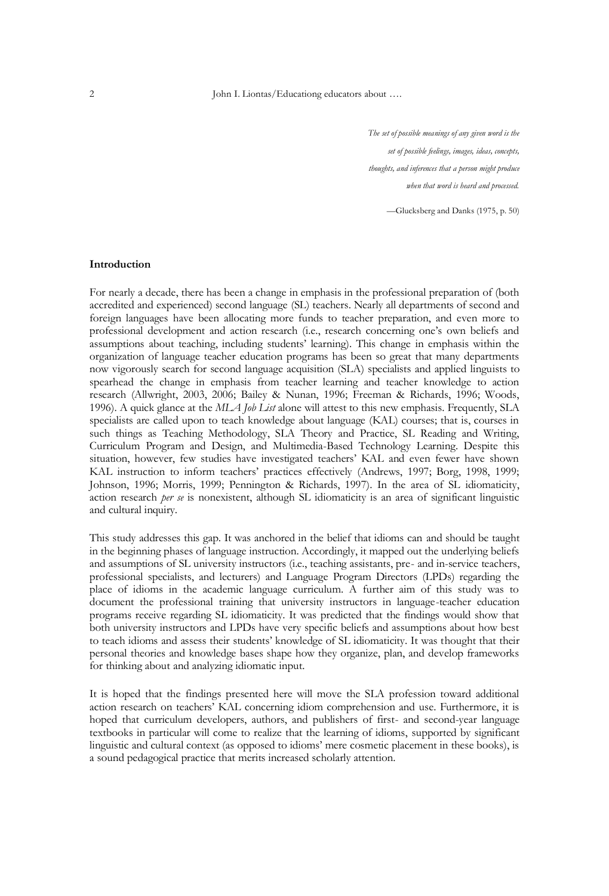*The set of possible meanings of any given word is the set of possible feelings, images, ideas, concepts, thoughts, and inferences that a person might produce when that word is heard and processed.*

—Glucksberg and Danks (1975, p. 50)

**Introduction**

For nearly a decade, there has been a change in emphasis in the professional preparation of (both accredited and experienced) second language (SL) teachers. Nearly all departments of second and foreign languages have been allocating more funds to teacher preparation, and even more to professional development and action research (i.e., research concerning one's own beliefs and assumptions about teaching, including students' learning). This change in emphasis within the organization of language teacher education programs has been so great that many departments now vigorously search for second language acquisition (SLA) specialists and applied linguists to spearhead the change in emphasis from teacher learning and teacher knowledge to action research (Allwright, 2003, 2006; Bailey & Nunan, 1996; Freeman & Richards, 1996; Woods, 1996). A quick glance at the *MLA Job List* alone will attest to this new emphasis. Frequently, SLA specialists are called upon to teach knowledge about language (KAL) courses; that is, courses in such things as Teaching Methodology, SLA Theory and Practice, SL Reading and Writing, Curriculum Program and Design, and Multimedia-Based Technology Learning. Despite this situation, however, few studies have investigated teachers' KAL and even fewer have shown KAL instruction to inform teachers' practices effectively (Andrews, 1997; Borg, 1998, 1999; Johnson, 1996; Morris, 1999; Pennington & Richards, 1997). In the area of SL idiomaticity, action research *per se* is nonexistent, although SL idiomaticity is an area of significant linguistic and cultural inquiry.

This study addresses this gap. It was anchored in the belief that idioms can and should be taught in the beginning phases of language instruction. Accordingly, it mapped out the underlying beliefs and assumptions of SL university instructors (i.e., teaching assistants, pre- and in-service teachers, professional specialists, and lecturers) and Language Program Directors (LPDs) regarding the place of idioms in the academic language curriculum. A further aim of this study was to document the professional training that university instructors in language-teacher education programs receive regarding SL idiomaticity. It was predicted that the findings would show that both university instructors and LPDs have very specific beliefs and assumptions about how best to teach idioms and assess their students' knowledge of SL idiomaticity. It was thought that their personal theories and knowledge bases shape how they organize, plan, and develop frameworks for thinking about and analyzing idiomatic input.

It is hoped that the findings presented here will move the SLA profession toward additional action research on teachers' KAL concerning idiom comprehension and use. Furthermore, it is hoped that curriculum developers, authors, and publishers of first- and second-year language textbooks in particular will come to realize that the learning of idioms, supported by significant linguistic and cultural context (as opposed to idioms' mere cosmetic placement in these books), is a sound pedagogical practice that merits increased scholarly attention.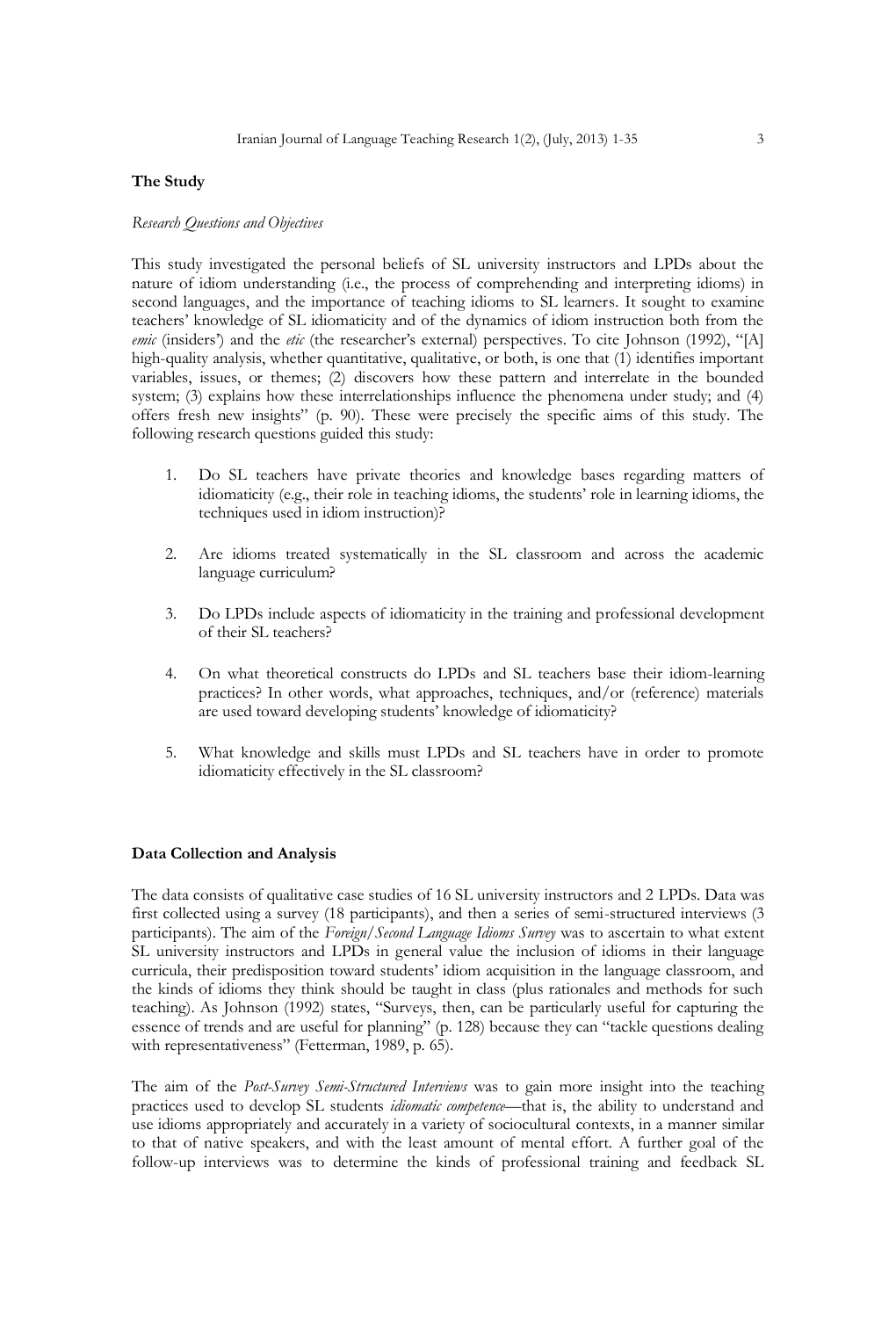## The Study

### *Research Questions and Objectives*

This study investigated the personal beliefs of SL university instructors and LPDs about the nature of idiom understanding (i.e., the process of comprehending and interpreting idioms) in second languages, and the importance of teaching idioms to SL learners. It sought to examine teachers' knowledge of SL idiomaticity and of the dynamics of idiom instruction both from the *emic* (insiders') and the *etic* (the researcher's external) perspectives. To cite Johnson (1992), "[A] high-quality analysis, whether quantitative, qualitative, or both, is one that (1) identifies important variables, issues, or themes; (2) discovers how these pattern and interrelate in the bounded system; (3) explains how these interrelationships influence the phenomena under study; and (4) offers fresh new insights" (p. 90). These were precisely the specific aims of this study. The following research questions guided this study:

1. Do SL teachers have private theories and knowledge bases regarding matters of idiomaticity (e.g., their role in teaching idioms, the students' role in learning idioms, the techniques used in idiom instruction)?

2. Are idioms treated systematically in the SL classroom and across the academic language curriculum?

3. Do LPDs include aspects of idiomaticity in the training and professional development of their SL teachers?

4. On what theoretical constructs do LPDs and SL teachers base their idiom-learning practices? In other words, what approaches, techniques, and/or (reference) materials are used toward developing students' knowledge of idiomaticity?

5. What knowledge and skills must LPDs and SL teachers have in order to promote idiomaticity effectively in the SL classroom?

## Data Collection and Analysis

The data consists of qualitative case studies of 16 SL university instructors and 2 LPDs. Data was first collected using a survey (18 participants), and then a series of semi-structured interviews (3 participants). The aim of the *Foreign/Second Language Idioms Survey* was to ascertain to what extent SL university instructors and LPDs in general value the inclusion of idioms in their language curricula, their predisposition toward students' idiom acquisition in the language classroom, and the kinds of idioms they think should be taught in class (plus rationales and methods for such teaching). As Johnson (1992) states, "Surveys, then, can be particularly useful for capturing the essence of trends and are useful for planning" (p. 128) because they can "tackle questions dealing with representativeness" (Fetterman, 1989, p. 65).

The aim of the *Post-Survey Semi-Structured Interviews* was to gain more insight into the teaching practices used to develop SL students *idiomatic competence*—that is, the ability to understand and use idioms appropriately and accurately in a variety of sociocultural contexts, in a manner similar to that of native speakers, and with the least amount of mental effort. A further goal of the follow-up interviews was to determine the kinds of professional training and feedback SL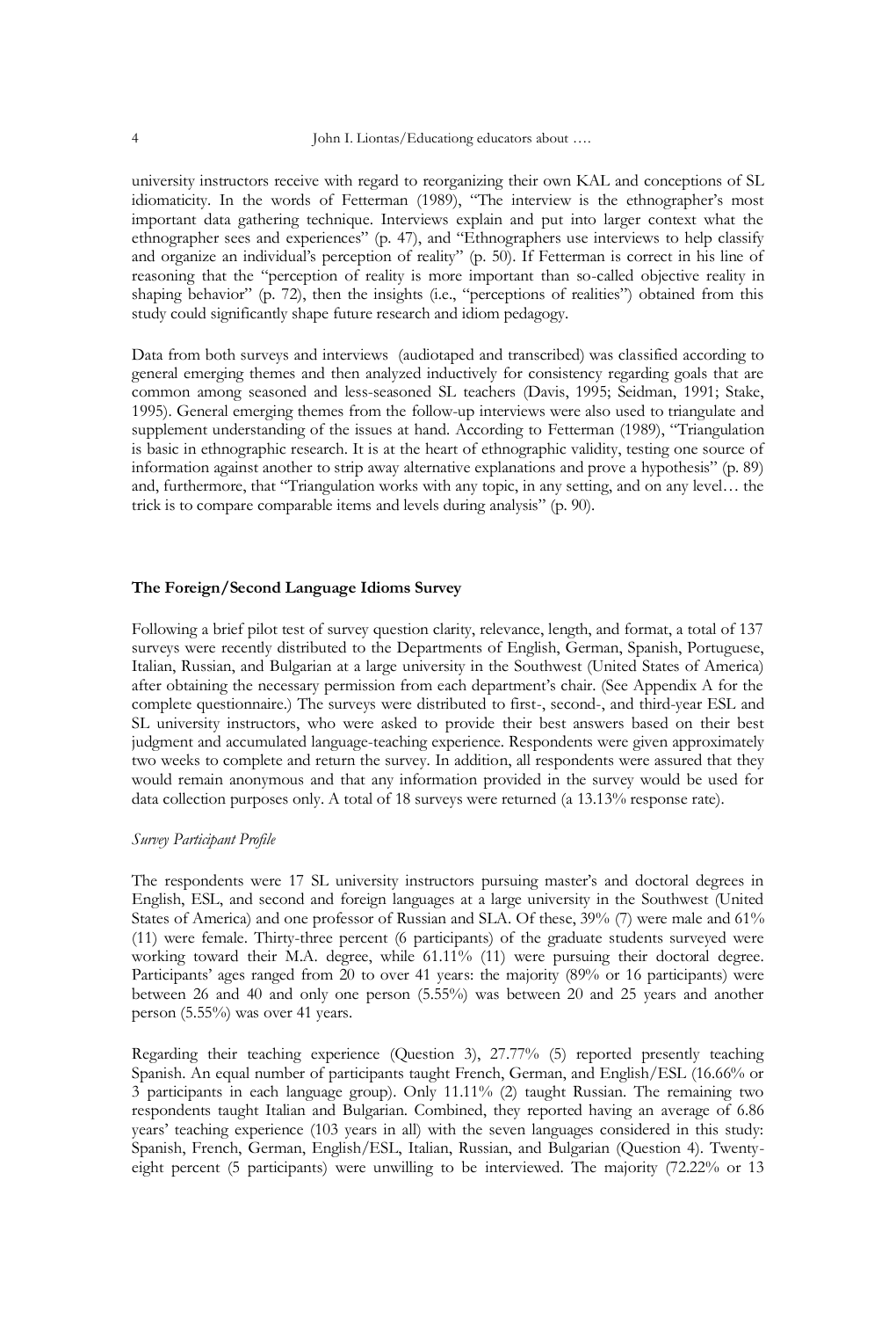university instructors receive with regard to reorganizing their own KAL and conceptions of SL idiomaticity. In the words of Fetterman (1989), "The interview is the ethnographer's most important data gathering technique. Interviews explain and put into larger context what the ethnographer sees and experiences" (p. 47), and "Ethnographers use interviews to help classify and organize an individual's perception of reality" (p. 50). If Fetterman is correct in his line of reasoning that the "perception of reality is more important than so-called objective reality in shaping behavior" (p. 72), then the insights (i.e., "perceptions of realities") obtained from this study could significantly shape future research and idiom pedagogy.

Data from both surveys and interviews (audiotaped and transcribed) was classified according to general emerging themes and then analyzed inductively for consistency regarding goals that are common among seasoned and less-seasoned SL teachers (Davis, 1995; Seidman, 1991; Stake, 1995). General emerging themes from the follow-up interviews were also used to triangulate and supplement understanding of the issues at hand. According to Fetterman (1989), "Triangulation is basic in ethnographic research. It is at the heart of ethnographic validity, testing one source of information against another to strip away alternative explanations and prove a hypothesis" (p. 89) and, furthermore, that "Triangulation works with any topic, in any setting, and on any level… the trick is to compare comparable items and levels during analysis" (p. 90).

### The Foreign/Second Language Idioms Survey

Following a brief pilot test of survey question clarity, relevance, length, and format, a total of 137 surveys were recently distributed to the Departments of English, German, Spanish, Portuguese, Italian, Russian, and Bulgarian at a large university in the Southwest (United States of America) after obtaining the necessary permission from each department's chair. (See Appendix A for the complete questionnaire.) The surveys were distributed to first-, second-, and third-year ESL and SL university instructors, who were asked to provide their best answers based on their best judgment and accumulated language-teaching experience. Respondents were given approximately two weeks to complete and return the survey. In addition, all respondents were assured that they would remain anonymous and that any information provided in the survey would be used for data collection purposes only. A total of 18 surveys were returned (a 13.13% response rate).

*Survey Participant Profile*

The respondents were 17 SL university instructors pursuing master's and doctoral degrees in English, ESL, and second and foreign languages at a large university in the Southwest (United States of America) and one professor of Russian and SLA. Of these, 39% (7) were male and 61% (11) were female. Thirty-three percent (6 participants) of the graduate students surveyed were working toward their M.A. degree, while 61.11% (11) were pursuing their doctoral degree. Participants' ages ranged from 20 to over 41 years: the majority (89% or 16 participants) were between 26 and 40 and only one person (5.55%) was between 20 and 25 years and another person (5.55%) was over 41 years.

Regarding their teaching experience (Question 3), 27.77% (5) reported presently teaching Spanish. An equal number of participants taught French, German, and English/ESL (16.66% or 3 participants in each language group). Only 11.11% (2) taught Russian. The remaining two respondents taught Italian and Bulgarian. Combined, they reported having an average of 6.86 years' teaching experience (103 years in all) with the seven languages considered in this study: Spanish, French, German, English/ESL, Italian, Russian, and Bulgarian (Question 4). Twenty-eight percent (5 participants) were unwilling to be interviewed. The majority (72.22% or 13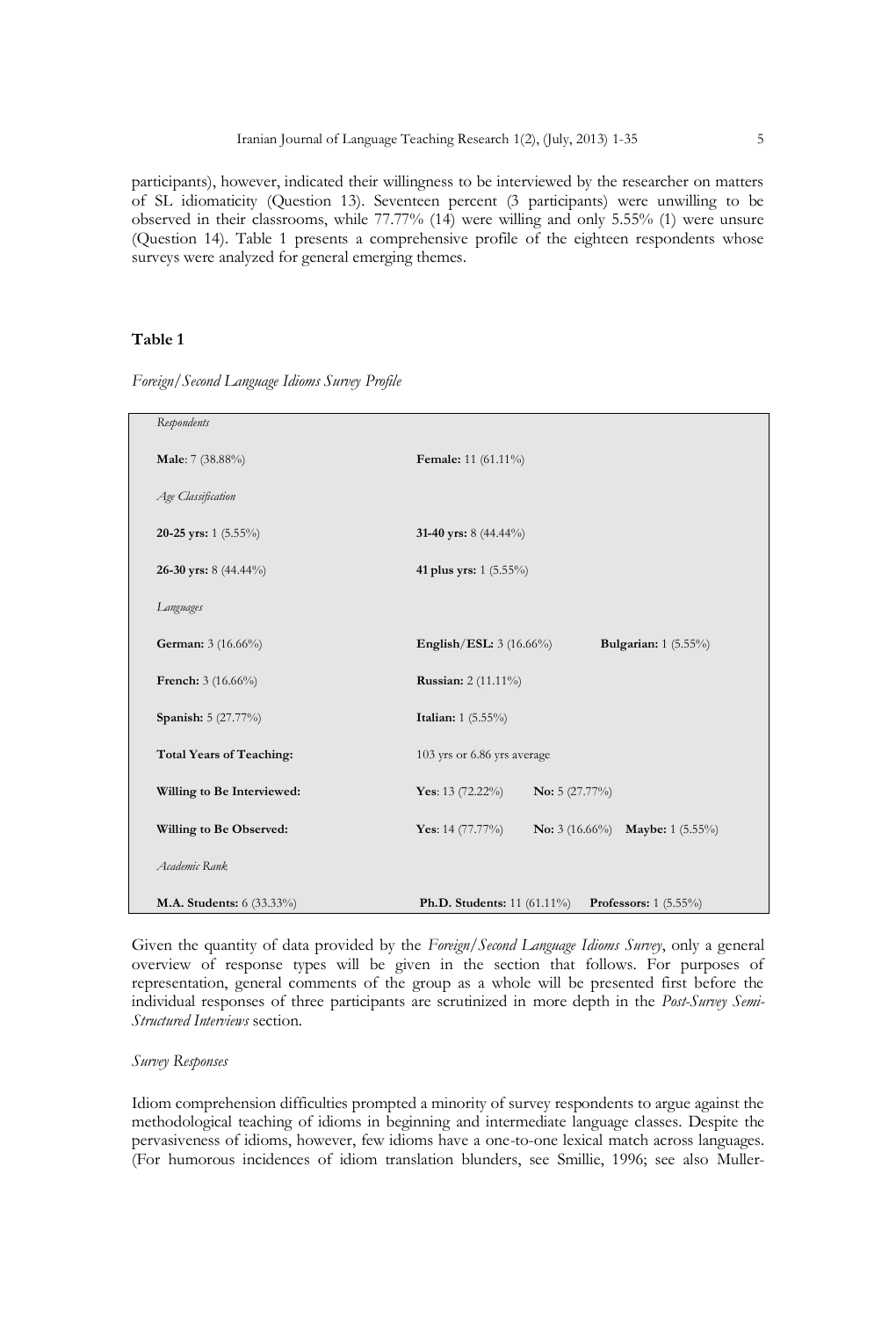participants), however, indicated their willingness to be interviewed by the researcher on matters of SL idiomaticity (Question 13). Seventeen percent (3 participants) were unwilling to be observed in their classrooms, while 77.77% (14) were willing and only 5.55% (1) were unsure (Question 14). Table 1 presents a comprehensive profile of the eighteen respondents whose surveys were analyzed for general emerging themes.

**Table 1**

*Foreign/Second Language Idioms Survey Profile*

| *Respondents* | | |
|---|---|---|
| **Male**: 7 (38.88%) | **Female:** 11 (61.11%) | |
| *Age Classification* | | |
| **20-25 yrs:** 1 (5.55%) | **31-40 yrs:** 8 (44.44%) | |
| **26-30 yrs:** 8 (44.44%) | **41 plus yrs:** 1 (5.55%) | |
| *Languages* | | |
| **German:** 3 (16.66%) | **English/ESL:** 3 (16.66%) | **Bulgarian:** 1 (5.55%) |
| **French:** 3 (16.66%) | **Russian:** 2 (11.11%) | |
| **Spanish:** 5 (27.77%) | **Italian:** 1 (5.55%) | |
| **Total Years of Teaching:** | 103 yrs or 6.86 yrs average | |
| **Willing to Be Interviewed:** | **Yes**: 13 (72.22%) **No:** 5 (27.77%) | |
| **Willing to Be Observed:** | **Yes**: 14 (77.77%) **No:** 3 (16.66%) | **Maybe:** 1 (5.55%) |
| *Academic Rank* | | |
| **M.A. Students:** 6 (33.33%) | **Ph.D. Students:** 11 (61.11%) | **Professors:** 1 (5.55%) |

Given the quantity of data provided by the *Foreign/Second Language Idioms Survey*, only a general overview of response types will be given in the section that follows. For purposes of representation, general comments of the group as a whole will be presented first before the individual responses of three participants are scrutinized in more depth in the *Post-Survey Semi-Structured Interviews* section.

*Survey Responses*

Idiom comprehension difficulties prompted a minority of survey respondents to argue against the methodological teaching of idioms in beginning and intermediate language classes. Despite the pervasiveness of idioms, however, few idioms have a one-to-one lexical match across languages. (For humorous incidences of idiom translation blunders, see Smillie, 1996; see also Muller-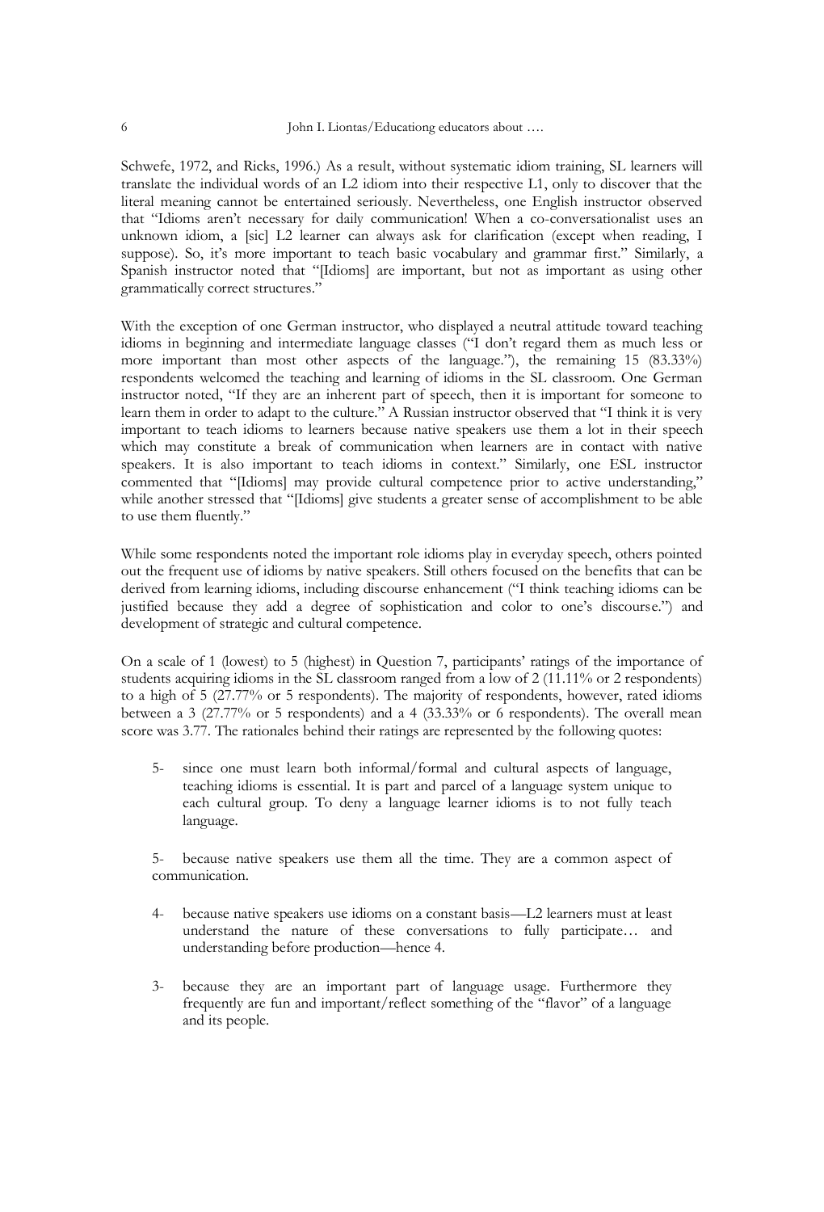Schwefe, 1972, and Ricks, 1996.) As a result, without systematic idiom training, SL learners will translate the individual words of an L2 idiom into their respective L1, only to discover that the literal meaning cannot be entertained seriously. Nevertheless, one English instructor observed that "Idioms aren't necessary for daily communication! When a co-conversationalist uses an unknown idiom, a [sic] L2 learner can always ask for clarification (except when reading, I suppose). So, it's more important to teach basic vocabulary and grammar first." Similarly, a Spanish instructor noted that "[Idioms] are important, but not as important as using other grammatically correct structures."

With the exception of one German instructor, who displayed a neutral attitude toward teaching idioms in beginning and intermediate language classes ("I don't regard them as much less or more important than most other aspects of the language."), the remaining 15 (83.33%) respondents welcomed the teaching and learning of idioms in the SL classroom. One German instructor noted, "If they are an inherent part of speech, then it is important for someone to learn them in order to adapt to the culture." A Russian instructor observed that "I think it is very important to teach idioms to learners because native speakers use them a lot in their speech which may constitute a break of communication when learners are in contact with native speakers. It is also important to teach idioms in context." Similarly, one ESL instructor commented that "[Idioms] may provide cultural competence prior to active understanding," while another stressed that "[Idioms] give students a greater sense of accomplishment to be able to use them fluently."

While some respondents noted the important role idioms play in everyday speech, others pointed out the frequent use of idioms by native speakers. Still others focused on the benefits that can be derived from learning idioms, including discourse enhancement ("I think teaching idioms can be justified because they add a degree of sophistication and color to one's discourse.") and development of strategic and cultural competence.

On a scale of 1 (lowest) to 5 (highest) in Question 7, participants' ratings of the importance of students acquiring idioms in the SL classroom ranged from a low of 2 (11.11% or 2 respondents) to a high of 5 (27.77% or 5 respondents). The majority of respondents, however, rated idioms between a 3 (27.77% or 5 respondents) and a 4 (33.33% or 6 respondents). The overall mean score was 3.77. The rationales behind their ratings are represented by the following quotes:

> 5- since one must learn both informal/formal and cultural aspects of language, teaching idioms is essential. It is part and parcel of a language system unique to each cultural group. To deny a language learner idioms is to not fully teach language.
>
> 5- because native speakers use them all the time. They are a common aspect of communication.
>
> 4- because native speakers use idioms on a constant basis—L2 learners must at least understand the nature of these conversations to fully participate… and understanding before production—hence 4.
>
> 3- because they are an important part of language usage. Furthermore they frequently are fun and important/reflect something of the "flavor" of a language and its people.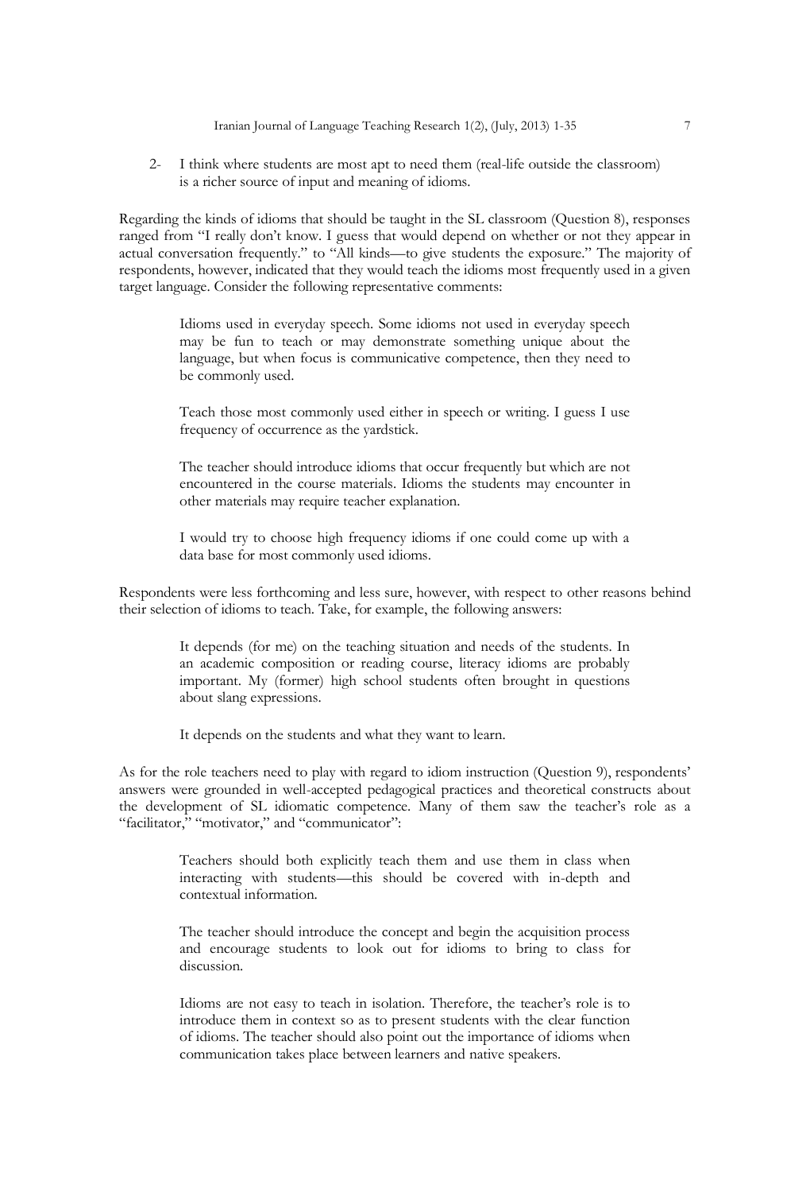2- I think where students are most apt to need them (real-life outside the classroom) is a richer source of input and meaning of idioms.

Regarding the kinds of idioms that should be taught in the SL classroom (Question 8), responses ranged from "I really don't know. I guess that would depend on whether or not they appear in actual conversation frequently." to "All kinds—to give students the exposure." The majority of respondents, however, indicated that they would teach the idioms most frequently used in a given target language. Consider the following representative comments:

> Idioms used in everyday speech. Some idioms not used in everyday speech may be fun to teach or may demonstrate something unique about the language, but when focus is communicative competence, then they need to be commonly used.
>
> Teach those most commonly used either in speech or writing. I guess I use frequency of occurrence as the yardstick.
>
> The teacher should introduce idioms that occur frequently but which are not encountered in the course materials. Idioms the students may encounter in other materials may require teacher explanation.
>
> I would try to choose high frequency idioms if one could come up with a data base for most commonly used idioms.

Respondents were less forthcoming and less sure, however, with respect to other reasons behind their selection of idioms to teach. Take, for example, the following answers:

> It depends (for me) on the teaching situation and needs of the students. In an academic composition or reading course, literacy idioms are probably important. My (former) high school students often brought in questions about slang expressions.
>
> It depends on the students and what they want to learn.

As for the role teachers need to play with regard to idiom instruction (Question 9), respondents' answers were grounded in well-accepted pedagogical practices and theoretical constructs about the development of SL idiomatic competence. Many of them saw the teacher's role as a "facilitator," "motivator," and "communicator":

> Teachers should both explicitly teach them and use them in class when interacting with students—this should be covered with in-depth and contextual information.
>
> The teacher should introduce the concept and begin the acquisition process and encourage students to look out for idioms to bring to class for discussion.
>
> Idioms are not easy to teach in isolation. Therefore, the teacher's role is to introduce them in context so as to present students with the clear function of idioms. The teacher should also point out the importance of idioms when communication takes place between learners and native speakers.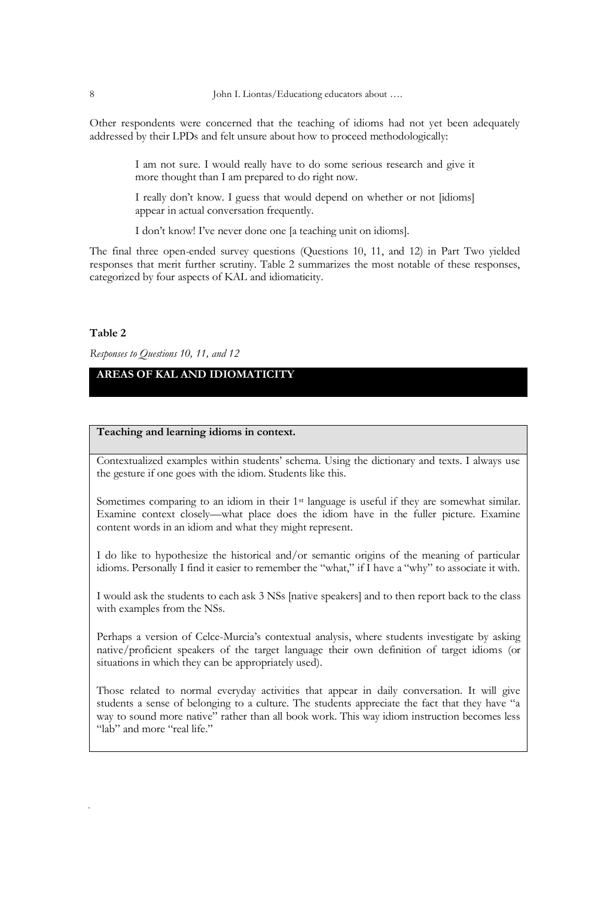Other respondents were concerned that the teaching of idioms had not yet been adequately addressed by their LPDs and felt unsure about how to proceed methodologically:

> I am not sure. I would really have to do some serious research and give it more thought than I am prepared to do right now.
>
> I really don't know. I guess that would depend on whether or not [idioms] appear in actual conversation frequently.
>
> I don't know! I've never done one [a teaching unit on idioms].

The final three open-ended survey questions (Questions 10, 11, and 12) in Part Two yielded responses that merit further scrutiny. Table 2 summarizes the most notable of these responses, categorized by four aspects of KAL and idiomaticity.

**Table 2**

*Responses to Questions 10, 11, and 12*

| **AREAS OF KAL AND IDIOMATICITY** |
| --- |
| **Teaching and learning idioms in context.** |
| Contextualized examples within students' schema. Using the dictionary and texts. I always use the gesture if one goes with the idiom. Students like this. |
| Sometimes comparing to an idiom in their 1st language is useful if they are somewhat similar. Examine context closely—what place does the idiom have in the fuller picture. Examine content words in an idiom and what they might represent. |
| I do like to hypothesize the historical and/or semantic origins of the meaning of particular idioms. Personally I find it easier to remember the "what," if I have a "why" to associate it with. |
| I would ask the students to each ask 3 NSs [native speakers] and to then report back to the class with examples from the NSs. |
| Perhaps a version of Celce-Murcia's contextual analysis, where students investigate by asking native/proficient speakers of the target language their own definition of target idioms (or situations in which they can be appropriately used). |
| Those related to normal everyday activities that appear in daily conversation. It will give students a sense of belonging to a culture. The students appreciate the fact that they have "a way to sound more native" rather than all book work. This way idiom instruction becomes less "lab" and more "real life." |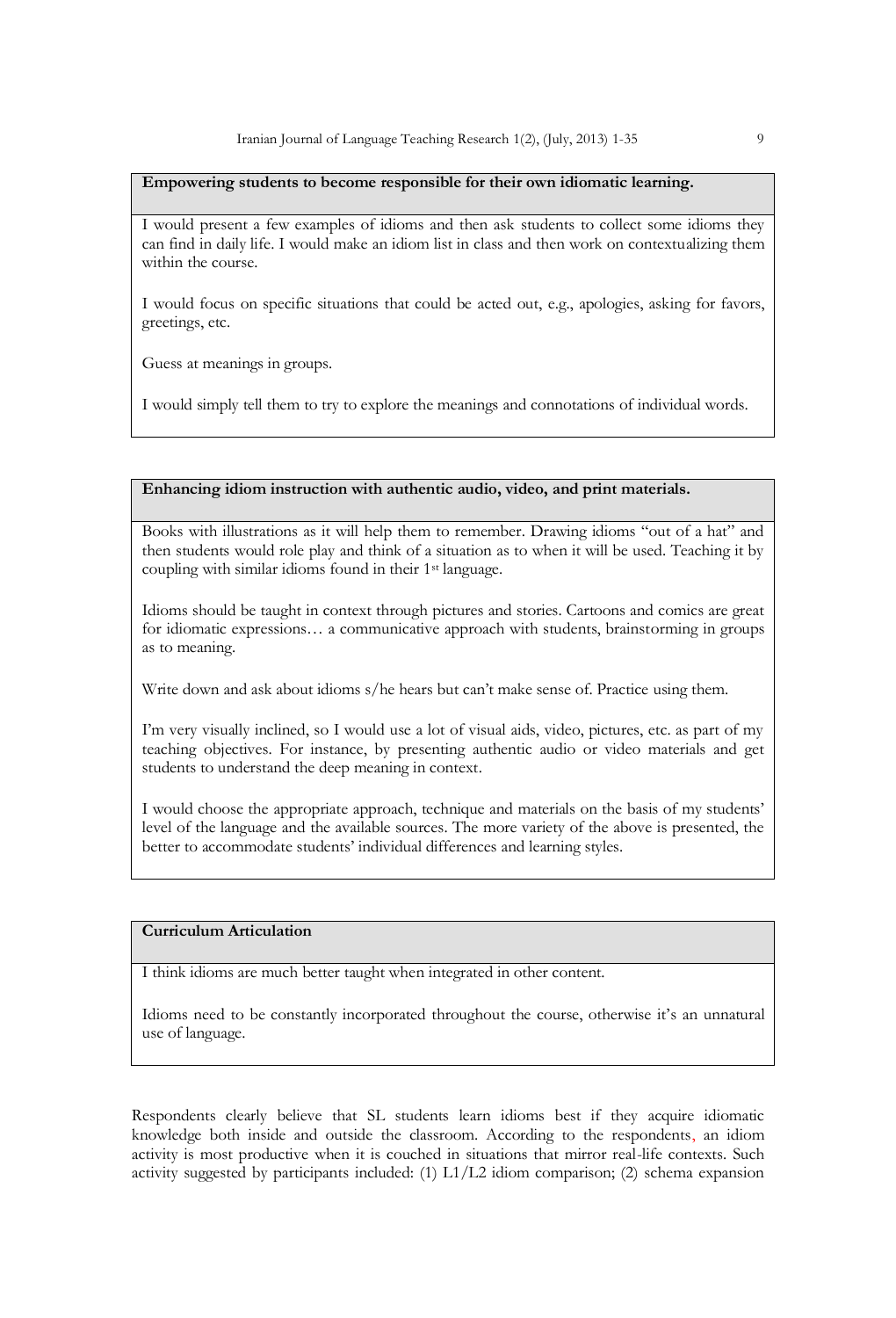| **Empowering students to become responsible for their own idiomatic learning.** |
|---|
| I would present a few examples of idioms and then ask students to collect some idioms they can find in daily life. I would make an idiom list in class and then work on contextualizing them within the course.<br><br>I would focus on specific situations that could be acted out, e.g., apologies, asking for favors, greetings, etc.<br><br>Guess at meanings in groups.<br><br>I would simply tell them to try to explore the meanings and connotations of individual words. |

| **Enhancing idiom instruction with authentic audio, video, and print materials.** |
|---|
| Books with illustrations as it will help them to remember. Drawing idioms "out of a hat" and then students would role play and think of a situation as to when it will be used. Teaching it by coupling with similar idioms found in their 1st language.<br><br>Idioms should be taught in context through pictures and stories. Cartoons and comics are great for idiomatic expressions… a communicative approach with students, brainstorming in groups as to meaning.<br><br>Write down and ask about idioms s/he hears but can't make sense of. Practice using them.<br><br>I'm very visually inclined, so I would use a lot of visual aids, video, pictures, etc. as part of my teaching objectives. For instance, by presenting authentic audio or video materials and get students to understand the deep meaning in context.<br><br>I would choose the appropriate approach, technique and materials on the basis of my students' level of the language and the available sources. The more variety of the above is presented, the better to accommodate students' individual differences and learning styles. |

| **Curriculum Articulation** |
|---|
| I think idioms are much better taught when integrated in other content.<br><br>Idioms need to be constantly incorporated throughout the course, otherwise it's an unnatural use of language. |

Respondents clearly believe that SL students learn idioms best if they acquire idiomatic knowledge both inside and outside the classroom. According to the respondents, an idiom activity is most productive when it is couched in situations that mirror real-life contexts. Such activity suggested by participants included: (1) L1/L2 idiom comparison; (2) schema expansion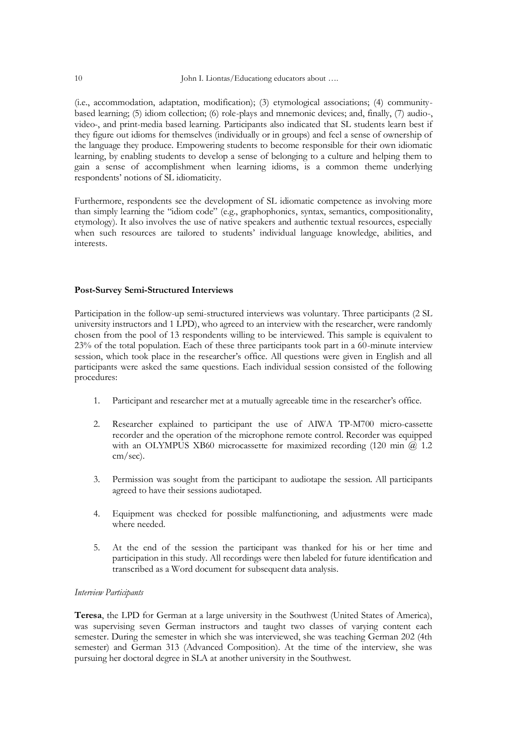(i.e., accommodation, adaptation, modification); (3) etymological associations; (4) community-based learning; (5) idiom collection; (6) role-plays and mnemonic devices; and, finally, (7) audio-, video-, and print-media based learning. Participants also indicated that SL students learn best if they figure out idioms for themselves (individually or in groups) and feel a sense of ownership of the language they produce. Empowering students to become responsible for their own idiomatic learning, by enabling students to develop a sense of belonging to a culture and helping them to gain a sense of accomplishment when learning idioms, is a common theme underlying respondents' notions of SL idiomaticity.

Furthermore, respondents see the development of SL idiomatic competence as involving more than simply learning the "idiom code" (e.g., graphophonics, syntax, semantics, compositionality, etymology). It also involves the use of native speakers and authentic textual resources, especially when such resources are tailored to students' individual language knowledge, abilities, and interests.

**Post-Survey Semi-Structured Interviews**

Participation in the follow-up semi-structured interviews was voluntary. Three participants (2 SL university instructors and 1 LPD), who agreed to an interview with the researcher, were randomly chosen from the pool of 13 respondents willing to be interviewed. This sample is equivalent to 23% of the total population. Each of these three participants took part in a 60-minute interview session, which took place in the researcher's office. All questions were given in English and all participants were asked the same questions. Each individual session consisted of the following procedures:

1. Participant and researcher met at a mutually agreeable time in the researcher's office.

2. Researcher explained to participant the use of AIWA TP-M700 micro-cassette recorder and the operation of the microphone remote control. Recorder was equipped with an OLYMPUS XB60 microcassette for maximized recording (120 min @ 1.2 cm/sec).

3. Permission was sought from the participant to audiotape the session. All participants agreed to have their sessions audiotaped.

4. Equipment was checked for possible malfunctioning, and adjustments were made where needed.

5. At the end of the session the participant was thanked for his or her time and participation in this study. All recordings were then labeled for future identification and transcribed as a Word document for subsequent data analysis.

*Interview Participants*

**Teresa**, the LPD for German at a large university in the Southwest (United States of America), was supervising seven German instructors and taught two classes of varying content each semester. During the semester in which she was interviewed, she was teaching German 202 (4th semester) and German 313 (Advanced Composition). At the time of the interview, she was pursuing her doctoral degree in SLA at another university in the Southwest.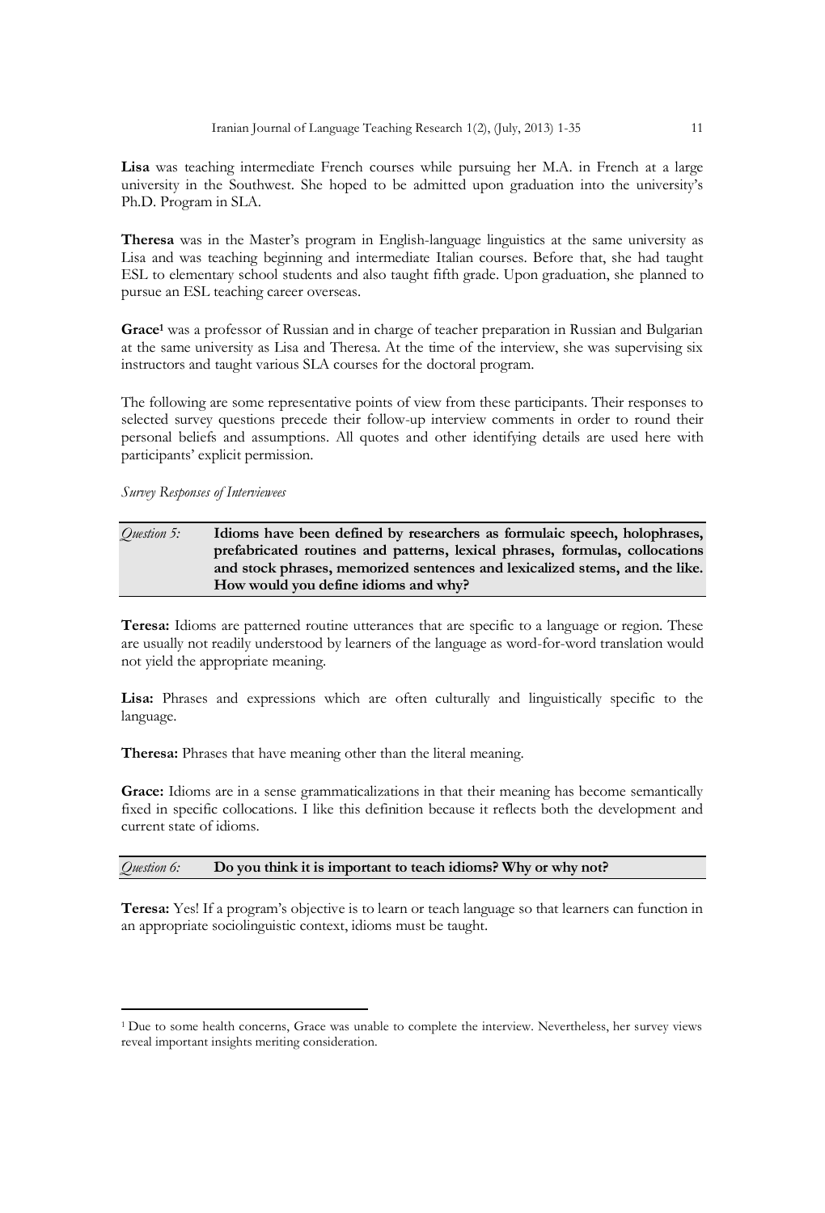**Lisa** was teaching intermediate French courses while pursuing her M.A. in French at a large university in the Southwest. She hoped to be admitted upon graduation into the university's Ph.D. Program in SLA.

**Theresa** was in the Master's program in English-language linguistics at the same university as Lisa and was teaching beginning and intermediate Italian courses. Before that, she had taught ESL to elementary school students and also taught fifth grade. Upon graduation, she planned to pursue an ESL teaching career overseas.

**Grace**[1] was a professor of Russian and in charge of teacher preparation in Russian and Bulgarian at the same university as Lisa and Theresa. At the time of the interview, she was supervising six instructors and taught various SLA courses for the doctoral program.

The following are some representative points of view from these participants. Their responses to selected survey questions precede their follow-up interview comments in order to round their personal beliefs and assumptions. All quotes and other identifying details are used here with participants' explicit permission.

*Survey Responses of Interviewees*

| *Question 5:* | **Idioms have been defined by researchers as formulaic speech, holophrases, prefabricated routines and patterns, lexical phrases, formulas, collocations and stock phrases, memorized sentences and lexicalized stems, and the like. How would you define idioms and why?** |
|---|---|

**Teresa:** Idioms are patterned routine utterances that are specific to a language or region. These are usually not readily understood by learners of the language as word-for-word translation would not yield the appropriate meaning.

**Lisa:** Phrases and expressions which are often culturally and linguistically specific to the language.

**Theresa:** Phrases that have meaning other than the literal meaning.

**Grace:** Idioms are in a sense grammaticalizations in that their meaning has become semantically fixed in specific collocations. I like this definition because it reflects both the development and current state of idioms.

| *Question 6:* | **Do you think it is important to teach idioms? Why or why not?** |
|---|---|

**Teresa:** Yes! If a program's objective is to learn or teach language so that learners can function in an appropriate sociolinguistic context, idioms must be taught.

---

[1] Due to some health concerns, Grace was unable to complete the interview. Nevertheless, her survey views reveal important insights meriting consideration.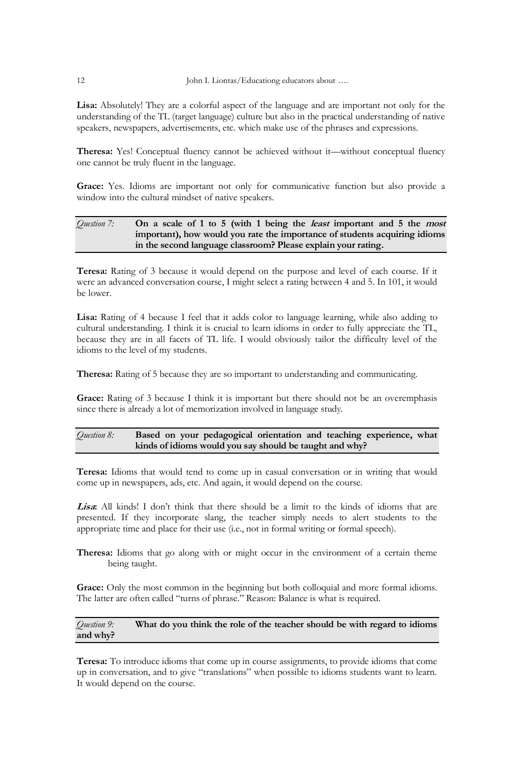**Lisa:** Absolutely! They are a colorful aspect of the language and are important not only for the understanding of the TL (target language) culture but also in the practical understanding of native speakers, newspapers, advertisements, etc. which make use of the phrases and expressions.

**Theresa:** Yes! Conceptual fluency cannot be achieved without it—without conceptual fluency one cannot be truly fluent in the language.

**Grace:** Yes. Idioms are important not only for communicative function but also provide a window into the cultural mindset of native speakers.

*Question 7:* **On a scale of 1 to 5 (with 1 being the *least* important and 5 the *most* important), how would you rate the importance of students acquiring idioms in the second language classroom? Please explain your rating.**

**Teresa:** Rating of 3 because it would depend on the purpose and level of each course. If it were an advanced conversation course, I might select a rating between 4 and 5. In 101, it would be lower.

**Lisa:** Rating of 4 because I feel that it adds color to language learning, while also adding to cultural understanding. I think it is crucial to learn idioms in order to fully appreciate the TL, because they are in all facets of TL life. I would obviously tailor the difficulty level of the idioms to the level of my students.

**Theresa:** Rating of 5 because they are so important to understanding and communicating.

**Grace:** Rating of 3 because I think it is important but there should not be an overemphasis since there is already a lot of memorization involved in language study.

*Question 8:* **Based on your pedagogical orientation and teaching experience, what kinds of idioms would you say should be taught and why?**

**Teresa:** Idioms that would tend to come up in casual conversation or in writing that would come up in newspapers, ads, etc. And again, it would depend on the course.

***Lisa*:** All kinds! I don't think that there should be a limit to the kinds of idioms that are presented. If they incorporate slang, the teacher simply needs to alert students to the appropriate time and place for their use (i.e., not in formal writing or formal speech).

**Theresa:** Idioms that go along with or might occur in the environment of a certain theme being taught.

**Grace:** Only the most common in the beginning but both colloquial and more formal idioms. The latter are often called "turns of phrase." Reason: Balance is what is required.

*Question 9:* **What do you think the role of the teacher should be with regard to idioms and why?**

**Teresa:** To introduce idioms that come up in course assignments, to provide idioms that come up in conversation, and to give "translations" when possible to idioms students want to learn. It would depend on the course.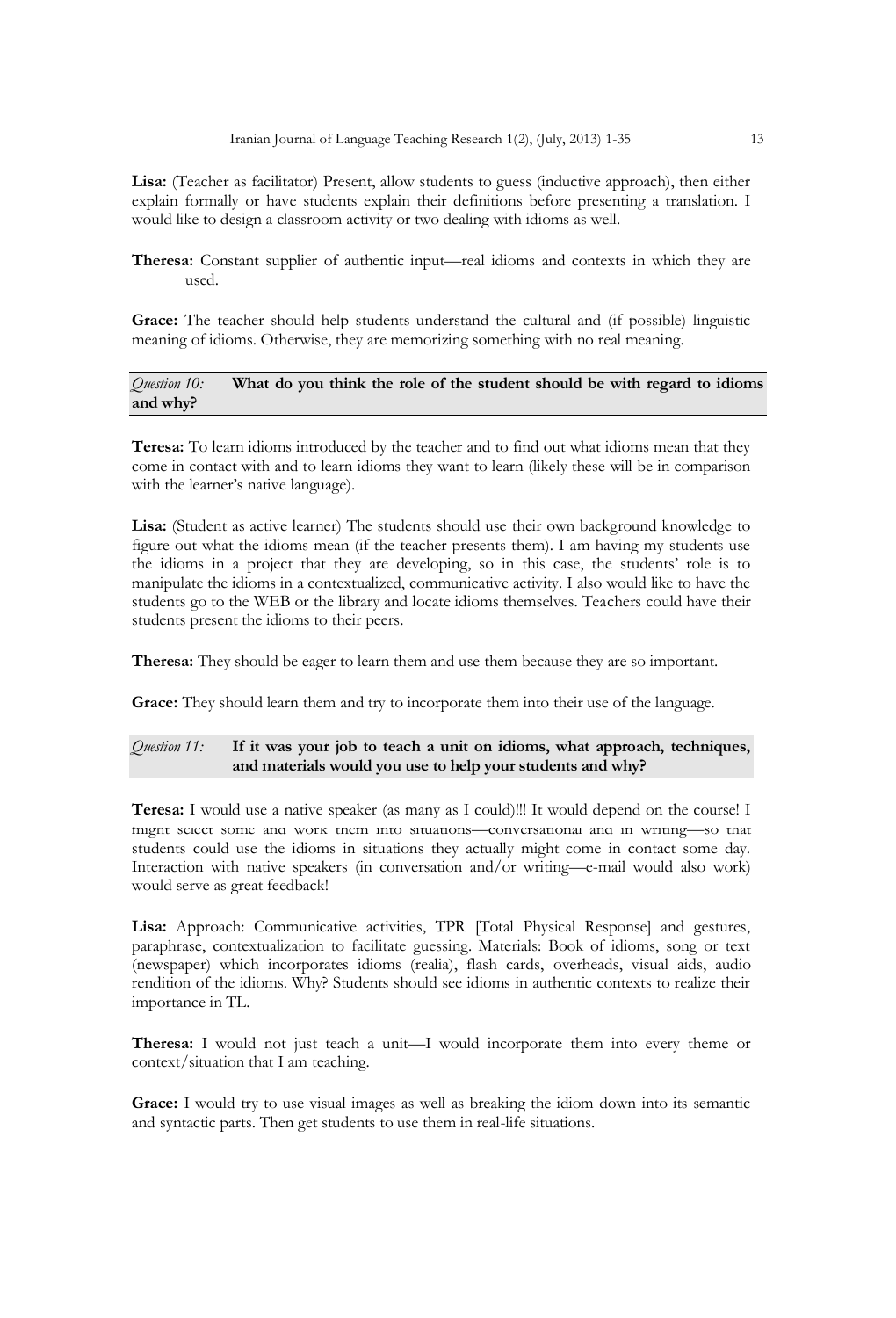**Lisa:** (Teacher as facilitator) Present, allow students to guess (inductive approach), then either explain formally or have students explain their definitions before presenting a translation. I would like to design a classroom activity or two dealing with idioms as well.

**Theresa:** Constant supplier of authentic input—real idioms and contexts in which they are used.

**Grace:** The teacher should help students understand the cultural and (if possible) linguistic meaning of idioms. Otherwise, they are memorizing something with no real meaning.

*Question 10:* **What do you think the role of the student should be with regard to idioms and why?**

**Teresa:** To learn idioms introduced by the teacher and to find out what idioms mean that they come in contact with and to learn idioms they want to learn (likely these will be in comparison with the learner's native language).

**Lisa:** (Student as active learner) The students should use their own background knowledge to figure out what the idioms mean (if the teacher presents them). I am having my students use the idioms in a project that they are developing, so in this case, the students' role is to manipulate the idioms in a contextualized, communicative activity. I also would like to have the students go to the WEB or the library and locate idioms themselves. Teachers could have their students present the idioms to their peers.

**Theresa:** They should be eager to learn them and use them because they are so important.

**Grace:** They should learn them and try to incorporate them into their use of the language.

*Question 11:* **If it was your job to teach a unit on idioms, what approach, techniques, and materials would you use to help your students and why?**

**Teresa:** I would use a native speaker (as many as I could)!!! It would depend on the course! I might select some and work them into situations—conversational and in writing—so that students could use the idioms in situations they actually might come in contact some day. Interaction with native speakers (in conversation and/or writing—e-mail would also work) would serve as great feedback!

**Lisa:** Approach: Communicative activities, TPR [Total Physical Response] and gestures, paraphrase, contextualization to facilitate guessing. Materials: Book of idioms, song or text (newspaper) which incorporates idioms (realia), flash cards, overheads, visual aids, audio rendition of the idioms. Why? Students should see idioms in authentic contexts to realize their importance in TL.

**Theresa:** I would not just teach a unit—I would incorporate them into every theme or context/situation that I am teaching.

**Grace:** I would try to use visual images as well as breaking the idiom down into its semantic and syntactic parts. Then get students to use them in real-life situations.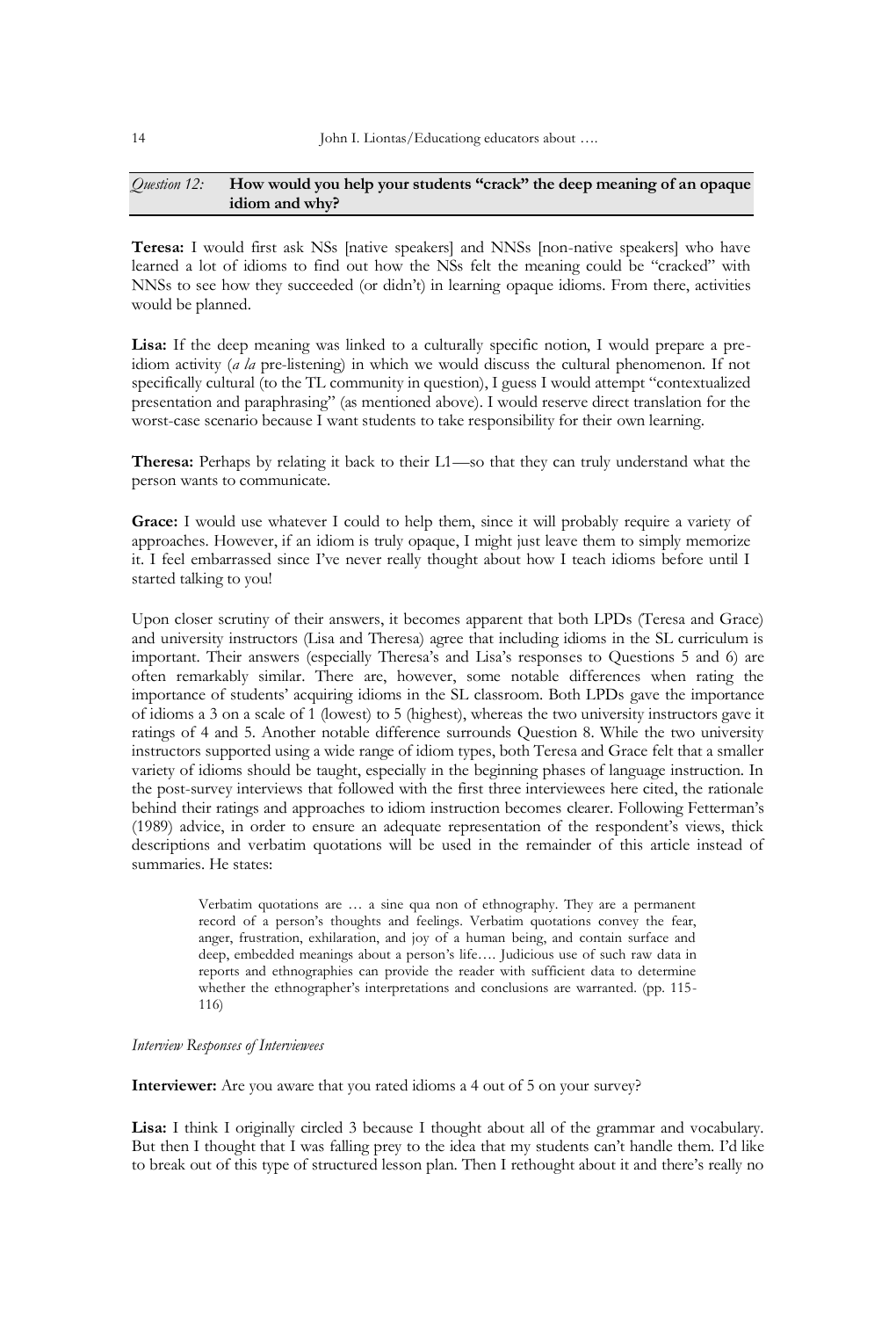*Question 12:* **How would you help your students "crack" the deep meaning of an opaque idiom and why?**

**Teresa:** I would first ask NSs [native speakers] and NNSs [non-native speakers] who have learned a lot of idioms to find out how the NSs felt the meaning could be "cracked" with NNSs to see how they succeeded (or didn't) in learning opaque idioms. From there, activities would be planned.

**Lisa:** If the deep meaning was linked to a culturally specific notion, I would prepare a pre-idiom activity (*a la* pre-listening) in which we would discuss the cultural phenomenon. If not specifically cultural (to the TL community in question), I guess I would attempt "contextualized presentation and paraphrasing" (as mentioned above). I would reserve direct translation for the worst-case scenario because I want students to take responsibility for their own learning.

**Theresa:** Perhaps by relating it back to their L1—so that they can truly understand what the person wants to communicate.

**Grace:** I would use whatever I could to help them, since it will probably require a variety of approaches. However, if an idiom is truly opaque, I might just leave them to simply memorize it. I feel embarrassed since I've never really thought about how I teach idioms before until I started talking to you!

Upon closer scrutiny of their answers, it becomes apparent that both LPDs (Teresa and Grace) and university instructors (Lisa and Theresa) agree that including idioms in the SL curriculum is important. Their answers (especially Theresa's and Lisa's responses to Questions 5 and 6) are often remarkably similar. There are, however, some notable differences when rating the importance of students' acquiring idioms in the SL classroom. Both LPDs gave the importance of idioms a 3 on a scale of 1 (lowest) to 5 (highest), whereas the two university instructors gave it ratings of 4 and 5. Another notable difference surrounds Question 8. While the two university instructors supported using a wide range of idiom types, both Teresa and Grace felt that a smaller variety of idioms should be taught, especially in the beginning phases of language instruction. In the post-survey interviews that followed with the first three interviewees here cited, the rationale behind their ratings and approaches to idiom instruction becomes clearer. Following Fetterman's (1989) advice, in order to ensure an adequate representation of the respondent's views, thick descriptions and verbatim quotations will be used in the remainder of this article instead of summaries. He states:

> Verbatim quotations are … a sine qua non of ethnography. They are a permanent record of a person's thoughts and feelings. Verbatim quotations convey the fear, anger, frustration, exhilaration, and joy of a human being, and contain surface and deep, embedded meanings about a person's life…. Judicious use of such raw data in reports and ethnographies can provide the reader with sufficient data to determine whether the ethnographer's interpretations and conclusions are warranted. (pp. 115-116)

*Interview Responses of Interviewees*

**Interviewer:** Are you aware that you rated idioms a 4 out of 5 on your survey?

**Lisa:** I think I originally circled 3 because I thought about all of the grammar and vocabulary. But then I thought that I was falling prey to the idea that my students can't handle them. I'd like to break out of this type of structured lesson plan. Then I rethought about it and there's really no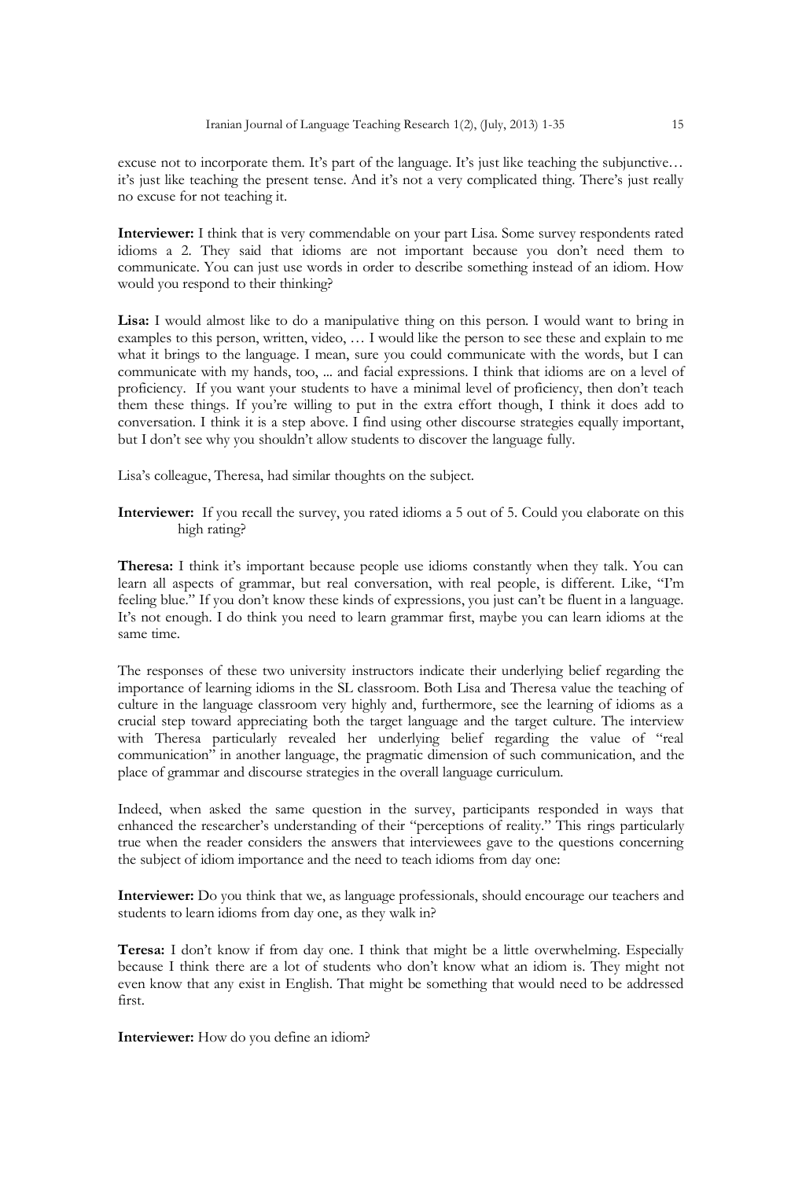excuse not to incorporate them. It's part of the language. It's just like teaching the subjunctive… it's just like teaching the present tense. And it's not a very complicated thing. There's just really no excuse for not teaching it.

**Interviewer:** I think that is very commendable on your part Lisa. Some survey respondents rated idioms a 2. They said that idioms are not important because you don't need them to communicate. You can just use words in order to describe something instead of an idiom. How would you respond to their thinking?

**Lisa:** I would almost like to do a manipulative thing on this person. I would want to bring in examples to this person, written, video, … I would like the person to see these and explain to me what it brings to the language. I mean, sure you could communicate with the words, but I can communicate with my hands, too, ... and facial expressions. I think that idioms are on a level of proficiency. If you want your students to have a minimal level of proficiency, then don't teach them these things. If you're willing to put in the extra effort though, I think it does add to conversation. I think it is a step above. I find using other discourse strategies equally important, but I don't see why you shouldn't allow students to discover the language fully.

Lisa's colleague, Theresa, had similar thoughts on the subject.

**Interviewer:** If you recall the survey, you rated idioms a 5 out of 5. Could you elaborate on this high rating?

**Theresa:** I think it's important because people use idioms constantly when they talk. You can learn all aspects of grammar, but real conversation, with real people, is different. Like, "I'm feeling blue." If you don't know these kinds of expressions, you just can't be fluent in a language. It's not enough. I do think you need to learn grammar first, maybe you can learn idioms at the same time.

The responses of these two university instructors indicate their underlying belief regarding the importance of learning idioms in the SL classroom. Both Lisa and Theresa value the teaching of culture in the language classroom very highly and, furthermore, see the learning of idioms as a crucial step toward appreciating both the target language and the target culture. The interview with Theresa particularly revealed her underlying belief regarding the value of "real communication" in another language, the pragmatic dimension of such communication, and the place of grammar and discourse strategies in the overall language curriculum.

Indeed, when asked the same question in the survey, participants responded in ways that enhanced the researcher's understanding of their "perceptions of reality." This rings particularly true when the reader considers the answers that interviewees gave to the questions concerning the subject of idiom importance and the need to teach idioms from day one:

**Interviewer:** Do you think that we, as language professionals, should encourage our teachers and students to learn idioms from day one, as they walk in?

**Teresa:** I don't know if from day one. I think that might be a little overwhelming. Especially because I think there are a lot of students who don't know what an idiom is. They might not even know that any exist in English. That might be something that would need to be addressed first.

**Interviewer:** How do you define an idiom?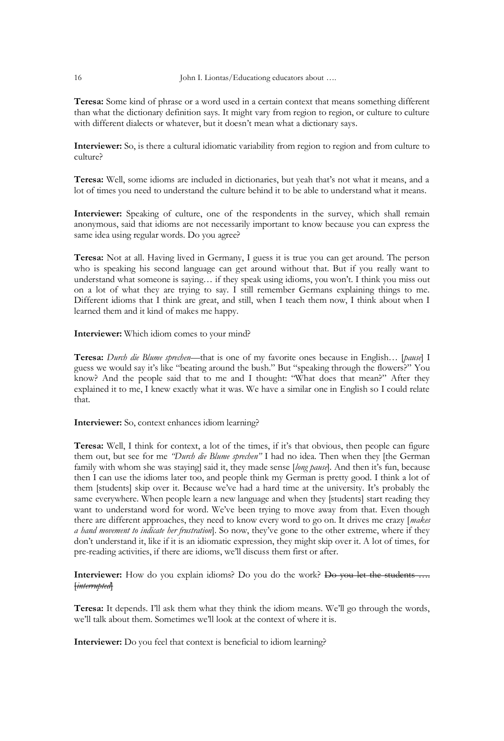**Teresa:** Some kind of phrase or a word used in a certain context that means something different than what the dictionary definition says. It might vary from region to region, or culture to culture with different dialects or whatever, but it doesn't mean what a dictionary says.

**Interviewer:** So, is there a cultural idiomatic variability from region to region and from culture to culture?

**Teresa:** Well, some idioms are included in dictionaries, but yeah that's not what it means, and a lot of times you need to understand the culture behind it to be able to understand what it means.

**Interviewer:** Speaking of culture, one of the respondents in the survey, which shall remain anonymous, said that idioms are not necessarily important to know because you can express the same idea using regular words. Do you agree?

**Teresa:** Not at all. Having lived in Germany, I guess it is true you can get around. The person who is speaking his second language can get around without that. But if you really want to understand what someone is saying… if they speak using idioms, you won't. I think you miss out on a lot of what they are trying to say. I still remember Germans explaining things to me. Different idioms that I think are great, and still, when I teach them now, I think about when I learned them and it kind of makes me happy.

**Interviewer:** Which idiom comes to your mind?

**Teresa:** *Durch die Blume sprechen*—that is one of my favorite ones because in English… [*pause*] I guess we would say it's like "beating around the bush." But "speaking through the flowers?" You know? And the people said that to me and I thought: "What does that mean?" After they explained it to me, I knew exactly what it was. We have a similar one in English so I could relate that.

**Interviewer:** So, context enhances idiom learning?

**Teresa:** Well, I think for context, a lot of the times, if it's that obvious, then people can figure them out, but see for me *"Durch die Blume sprechen"* I had no idea. Then when they [the German family with whom she was staying] said it, they made sense [*long pause*]. And then it's fun, because then I can use the idioms later too, and people think my German is pretty good. I think a lot of them [students] skip over it. Because we've had a hard time at the university. It's probably the same everywhere. When people learn a new language and when they [students] start reading they want to understand word for word. We've been trying to move away from that. Even though there are different approaches, they need to know every word to go on. It drives me crazy [*makes a hand movement to indicate her frustration*]. So now, they've gone to the other extreme, where if they don't understand it, like if it is an idiomatic expression, they might skip over it. A lot of times, for pre-reading activities, if there are idioms, we'll discuss them first or after.

**Interviewer:** How do you explain idioms? Do you do the work? ~~Do you let the students …. [*interrupted*]~~

**Teresa:** It depends. I'll ask them what they think the idiom means. We'll go through the words, we'll talk about them. Sometimes we'll look at the context of where it is.

**Interviewer:** Do you feel that context is beneficial to idiom learning?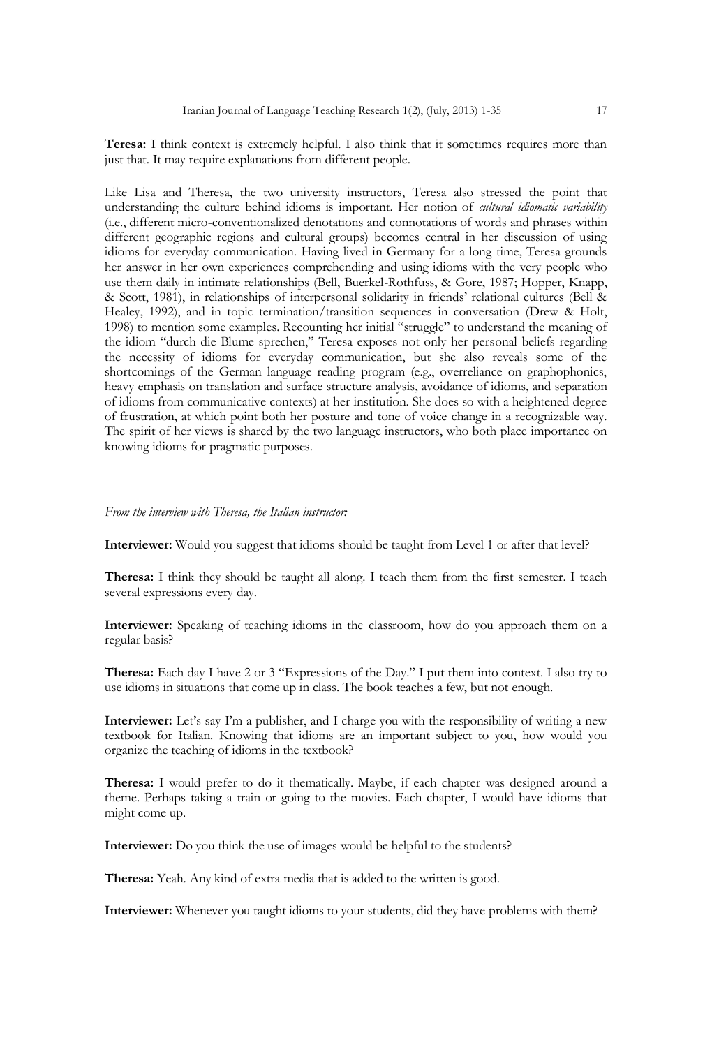**Teresa:** I think context is extremely helpful. I also think that it sometimes requires more than just that. It may require explanations from different people.

Like Lisa and Theresa, the two university instructors, Teresa also stressed the point that understanding the culture behind idioms is important. Her notion of *cultural idiomatic variability* (i.e., different micro-conventionalized denotations and connotations of words and phrases within different geographic regions and cultural groups) becomes central in her discussion of using idioms for everyday communication. Having lived in Germany for a long time, Teresa grounds her answer in her own experiences comprehending and using idioms with the very people who use them daily in intimate relationships (Bell, Buerkel-Rothfuss, & Gore, 1987; Hopper, Knapp, & Scott, 1981), in relationships of interpersonal solidarity in friends' relational cultures (Bell & Healey, 1992), and in topic termination/transition sequences in conversation (Drew & Holt, 1998) to mention some examples. Recounting her initial "struggle" to understand the meaning of the idiom "durch die Blume sprechen," Teresa exposes not only her personal beliefs regarding the necessity of idioms for everyday communication, but she also reveals some of the shortcomings of the German language reading program (e.g., overreliance on graphophonics, heavy emphasis on translation and surface structure analysis, avoidance of idioms, and separation of idioms from communicative contexts) at her institution. She does so with a heightened degree of frustration, at which point both her posture and tone of voice change in a recognizable way. The spirit of her views is shared by the two language instructors, who both place importance on knowing idioms for pragmatic purposes.

*From the interview with Theresa, the Italian instructor:*

**Interviewer:** Would you suggest that idioms should be taught from Level 1 or after that level?

**Theresa:** I think they should be taught all along. I teach them from the first semester. I teach several expressions every day.

**Interviewer:** Speaking of teaching idioms in the classroom, how do you approach them on a regular basis?

**Theresa:** Each day I have 2 or 3 "Expressions of the Day." I put them into context. I also try to use idioms in situations that come up in class. The book teaches a few, but not enough.

**Interviewer:** Let's say I'm a publisher, and I charge you with the responsibility of writing a new textbook for Italian. Knowing that idioms are an important subject to you, how would you organize the teaching of idioms in the textbook?

**Theresa:** I would prefer to do it thematically. Maybe, if each chapter was designed around a theme. Perhaps taking a train or going to the movies. Each chapter, I would have idioms that might come up.

**Interviewer:** Do you think the use of images would be helpful to the students?

**Theresa:** Yeah. Any kind of extra media that is added to the written is good.

**Interviewer:** Whenever you taught idioms to your students, did they have problems with them?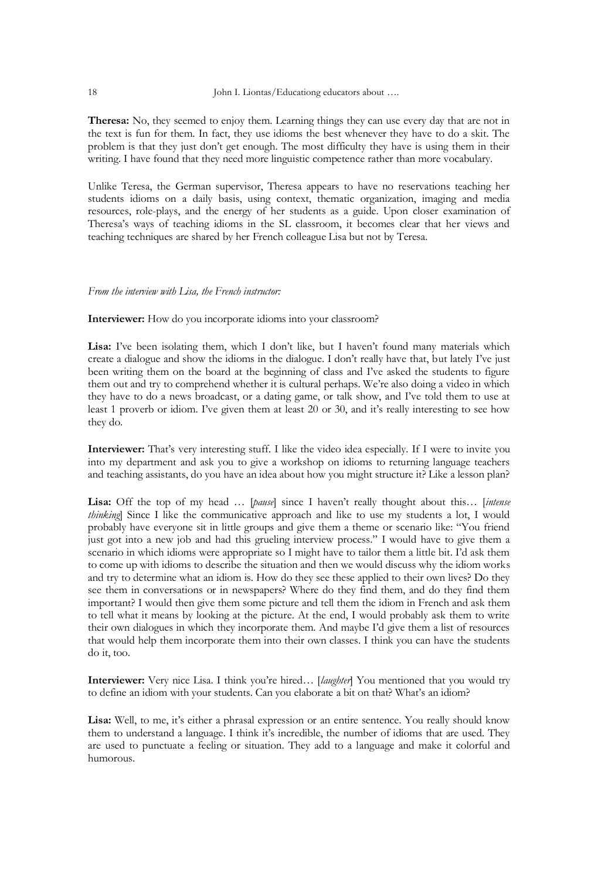**Theresa:** No, they seemed to enjoy them. Learning things they can use every day that are not in the text is fun for them. In fact, they use idioms the best whenever they have to do a skit. The problem is that they just don't get enough. The most difficulty they have is using them in their writing. I have found that they need more linguistic competence rather than more vocabulary.

Unlike Teresa, the German supervisor, Theresa appears to have no reservations teaching her students idioms on a daily basis, using context, thematic organization, imaging and media resources, role-plays, and the energy of her students as a guide. Upon closer examination of Theresa's ways of teaching idioms in the SL classroom, it becomes clear that her views and teaching techniques are shared by her French colleague Lisa but not by Teresa.

*From the interview with Lisa, the French instructor:*

**Interviewer:** How do you incorporate idioms into your classroom?

**Lisa:** I've been isolating them, which I don't like, but I haven't found many materials which create a dialogue and show the idioms in the dialogue. I don't really have that, but lately I've just been writing them on the board at the beginning of class and I've asked the students to figure them out and try to comprehend whether it is cultural perhaps. We're also doing a video in which they have to do a news broadcast, or a dating game, or talk show, and I've told them to use at least 1 proverb or idiom. I've given them at least 20 or 30, and it's really interesting to see how they do.

**Interviewer:** That's very interesting stuff. I like the video idea especially. If I were to invite you into my department and ask you to give a workshop on idioms to returning language teachers and teaching assistants, do you have an idea about how you might structure it? Like a lesson plan?

**Lisa:** Off the top of my head … [*pause*] since I haven't really thought about this… [*intense thinking*] Since I like the communicative approach and like to use my students a lot, I would probably have everyone sit in little groups and give them a theme or scenario like: "You friend just got into a new job and had this grueling interview process." I would have to give them a scenario in which idioms were appropriate so I might have to tailor them a little bit. I'd ask them to come up with idioms to describe the situation and then we would discuss why the idiom works and try to determine what an idiom is. How do they see these applied to their own lives? Do they see them in conversations or in newspapers? Where do they find them, and do they find them important? I would then give them some picture and tell them the idiom in French and ask them to tell what it means by looking at the picture. At the end, I would probably ask them to write their own dialogues in which they incorporate them. And maybe I'd give them a list of resources that would help them incorporate them into their own classes. I think you can have the students do it, too.

**Interviewer:** Very nice Lisa. I think you're hired… [*laughter*] You mentioned that you would try to define an idiom with your students. Can you elaborate a bit on that? What's an idiom?

**Lisa:** Well, to me, it's either a phrasal expression or an entire sentence. You really should know them to understand a language. I think it's incredible, the number of idioms that are used. They are used to punctuate a feeling or situation. They add to a language and make it colorful and humorous.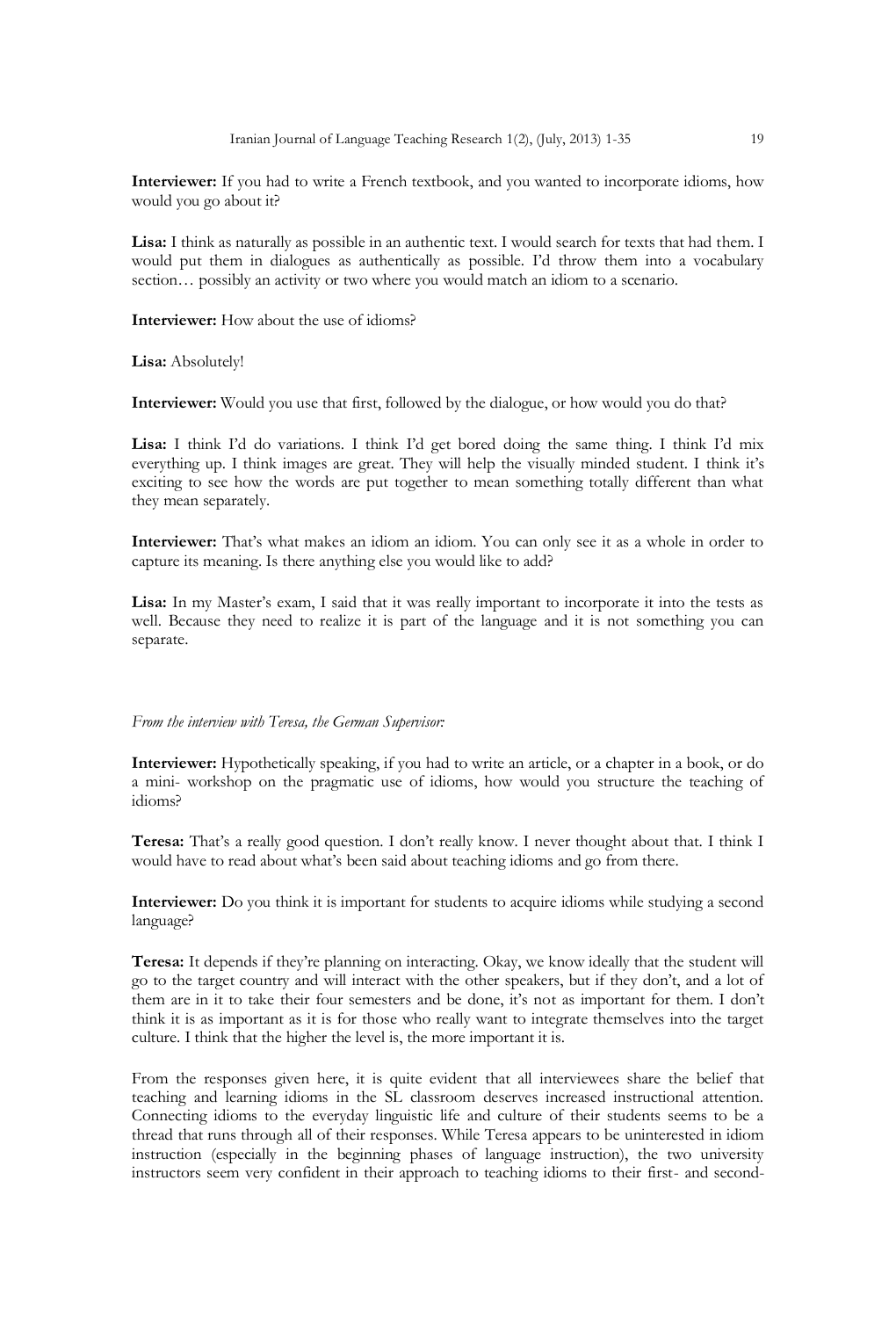**Interviewer:** If you had to write a French textbook, and you wanted to incorporate idioms, how would you go about it?

**Lisa:** I think as naturally as possible in an authentic text. I would search for texts that had them. I would put them in dialogues as authentically as possible. I'd throw them into a vocabulary section… possibly an activity or two where you would match an idiom to a scenario.

**Interviewer:** How about the use of idioms?

**Lisa:** Absolutely!

**Interviewer:** Would you use that first, followed by the dialogue, or how would you do that?

**Lisa:** I think I'd do variations. I think I'd get bored doing the same thing. I think I'd mix everything up. I think images are great. They will help the visually minded student. I think it's exciting to see how the words are put together to mean something totally different than what they mean separately.

**Interviewer:** That's what makes an idiom an idiom. You can only see it as a whole in order to capture its meaning. Is there anything else you would like to add?

**Lisa:** In my Master's exam, I said that it was really important to incorporate it into the tests as well. Because they need to realize it is part of the language and it is not something you can separate.

*From the interview with Teresa, the German Supervisor:*

**Interviewer:** Hypothetically speaking, if you had to write an article, or a chapter in a book, or do a mini- workshop on the pragmatic use of idioms, how would you structure the teaching of idioms?

**Teresa:** That's a really good question. I don't really know. I never thought about that. I think I would have to read about what's been said about teaching idioms and go from there.

**Interviewer:** Do you think it is important for students to acquire idioms while studying a second language?

**Teresa:** It depends if they're planning on interacting. Okay, we know ideally that the student will go to the target country and will interact with the other speakers, but if they don't, and a lot of them are in it to take their four semesters and be done, it's not as important for them. I don't think it is as important as it is for those who really want to integrate themselves into the target culture. I think that the higher the level is, the more important it is.

From the responses given here, it is quite evident that all interviewees share the belief that teaching and learning idioms in the SL classroom deserves increased instructional attention. Connecting idioms to the everyday linguistic life and culture of their students seems to be a thread that runs through all of their responses. While Teresa appears to be uninterested in idiom instruction (especially in the beginning phases of language instruction), the two university instructors seem very confident in their approach to teaching idioms to their first- and second-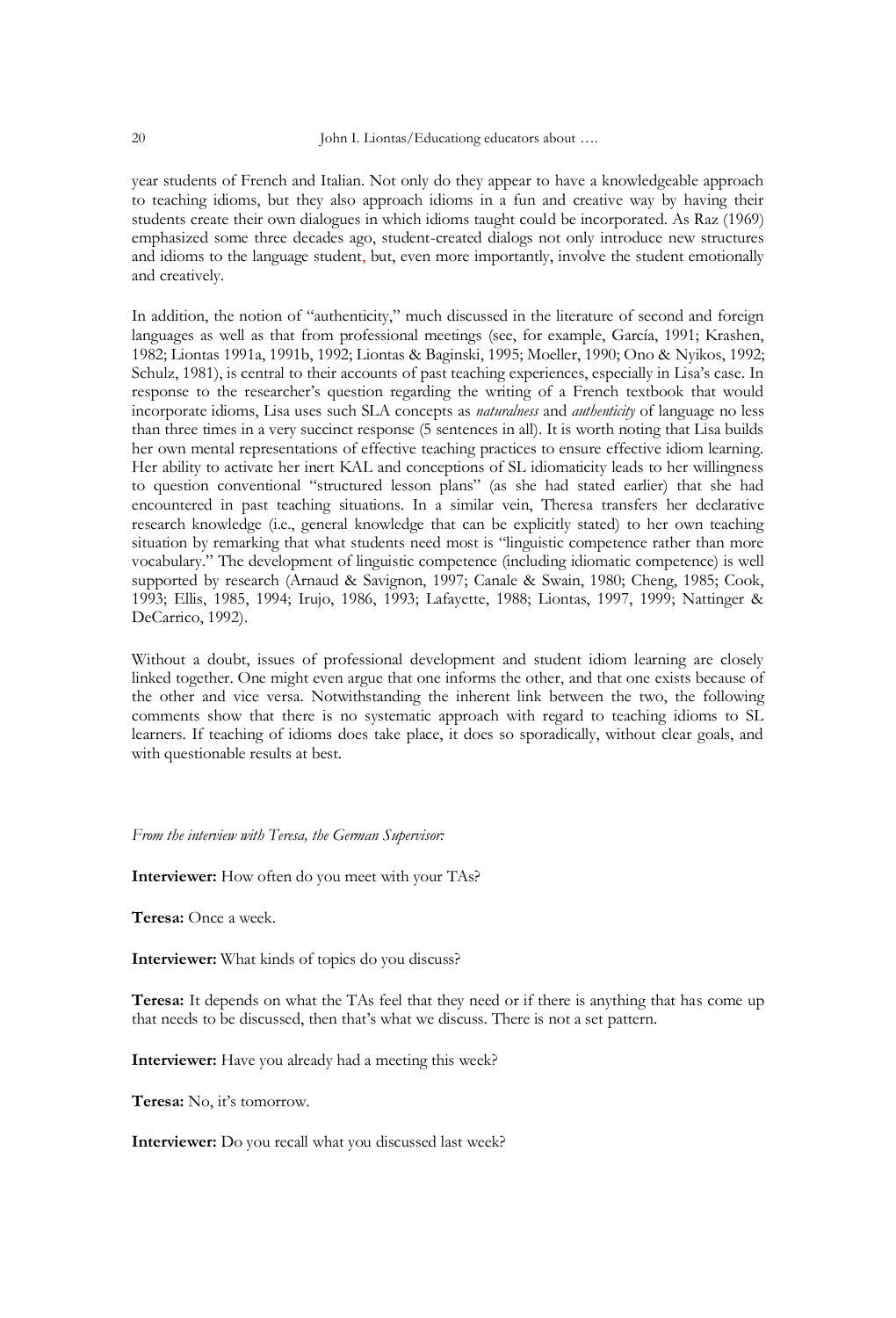year students of French and Italian. Not only do they appear to have a knowledgeable approach to teaching idioms, but they also approach idioms in a fun and creative way by having their students create their own dialogues in which idioms taught could be incorporated. As Raz (1969) emphasized some three decades ago, student-created dialogs not only introduce new structures and idioms to the language student, but, even more importantly, involve the student emotionally and creatively.

In addition, the notion of "authenticity," much discussed in the literature of second and foreign languages as well as that from professional meetings (see, for example, García, 1991; Krashen, 1982; Liontas 1991a, 1991b, 1992; Liontas & Baginski, 1995; Moeller, 1990; Ono & Nyikos, 1992; Schulz, 1981), is central to their accounts of past teaching experiences, especially in Lisa's case. In response to the researcher's question regarding the writing of a French textbook that would incorporate idioms, Lisa uses such SLA concepts as *naturalness* and *authenticity* of language no less than three times in a very succinct response (5 sentences in all). It is worth noting that Lisa builds her own mental representations of effective teaching practices to ensure effective idiom learning. Her ability to activate her inert KAL and conceptions of SL idiomaticity leads to her willingness to question conventional "structured lesson plans" (as she had stated earlier) that she had encountered in past teaching situations. In a similar vein, Theresa transfers her declarative research knowledge (i.e., general knowledge that can be explicitly stated) to her own teaching situation by remarking that what students need most is "linguistic competence rather than more vocabulary." The development of linguistic competence (including idiomatic competence) is well supported by research (Arnaud & Savignon, 1997; Canale & Swain, 1980; Cheng, 1985; Cook, 1993; Ellis, 1985, 1994; Irujo, 1986, 1993; Lafayette, 1988; Liontas, 1997, 1999; Nattinger & DeCarrico, 1992).

Without a doubt, issues of professional development and student idiom learning are closely linked together. One might even argue that one informs the other, and that one exists because of the other and vice versa. Notwithstanding the inherent link between the two, the following comments show that there is no systematic approach with regard to teaching idioms to SL learners. If teaching of idioms does take place, it does so sporadically, without clear goals, and with questionable results at best.

*From the interview with Teresa, the German Supervisor:*

**Interviewer:** How often do you meet with your TAs?

**Teresa:** Once a week.

**Interviewer:** What kinds of topics do you discuss?

**Teresa:** It depends on what the TAs feel that they need or if there is anything that has come up that needs to be discussed, then that's what we discuss. There is not a set pattern.

**Interviewer:** Have you already had a meeting this week?

**Teresa:** No, it's tomorrow.

**Interviewer:** Do you recall what you discussed last week?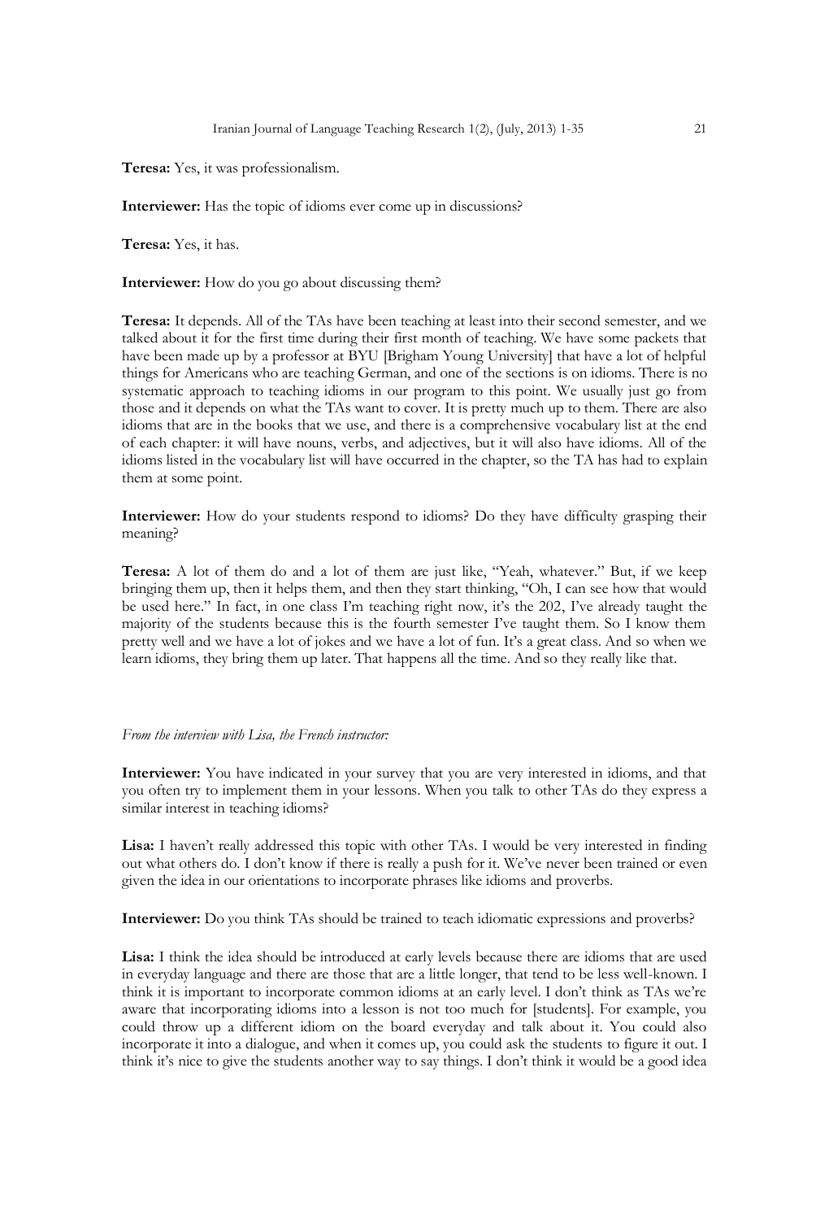**Teresa:** Yes, it was professionalism.

**Interviewer:** Has the topic of idioms ever come up in discussions?

**Teresa:** Yes, it has.

**Interviewer:** How do you go about discussing them?

**Teresa:** It depends. All of the TAs have been teaching at least into their second semester, and we talked about it for the first time during their first month of teaching. We have some packets that have been made up by a professor at BYU [Brigham Young University] that have a lot of helpful things for Americans who are teaching German, and one of the sections is on idioms. There is no systematic approach to teaching idioms in our program to this point. We usually just go from those and it depends on what the TAs want to cover. It is pretty much up to them. There are also idioms that are in the books that we use, and there is a comprehensive vocabulary list at the end of each chapter: it will have nouns, verbs, and adjectives, but it will also have idioms. All of the idioms listed in the vocabulary list will have occurred in the chapter, so the TA has had to explain them at some point.

**Interviewer:** How do your students respond to idioms? Do they have difficulty grasping their meaning?

**Teresa:** A lot of them do and a lot of them are just like, "Yeah, whatever." But, if we keep bringing them up, then it helps them, and then they start thinking, "Oh, I can see how that would be used here." In fact, in one class I'm teaching right now, it's the 202, I've already taught the majority of the students because this is the fourth semester I've taught them. So I know them pretty well and we have a lot of jokes and we have a lot of fun. It's a great class. And so when we learn idioms, they bring them up later. That happens all the time. And so they really like that.

*From the interview with Lisa, the French instructor:*

**Interviewer:** You have indicated in your survey that you are very interested in idioms, and that you often try to implement them in your lessons. When you talk to other TAs do they express a similar interest in teaching idioms?

**Lisa:** I haven't really addressed this topic with other TAs. I would be very interested in finding out what others do. I don't know if there is really a push for it. We've never been trained or even given the idea in our orientations to incorporate phrases like idioms and proverbs.

**Interviewer:** Do you think TAs should be trained to teach idiomatic expressions and proverbs?

**Lisa:** I think the idea should be introduced at early levels because there are idioms that are used in everyday language and there are those that are a little longer, that tend to be less well-known. I think it is important to incorporate common idioms at an early level. I don't think as TAs we're aware that incorporating idioms into a lesson is not too much for [students]. For example, you could throw up a different idiom on the board everyday and talk about it. You could also incorporate it into a dialogue, and when it comes up, you could ask the students to figure it out. I think it's nice to give the students another way to say things. I don't think it would be a good idea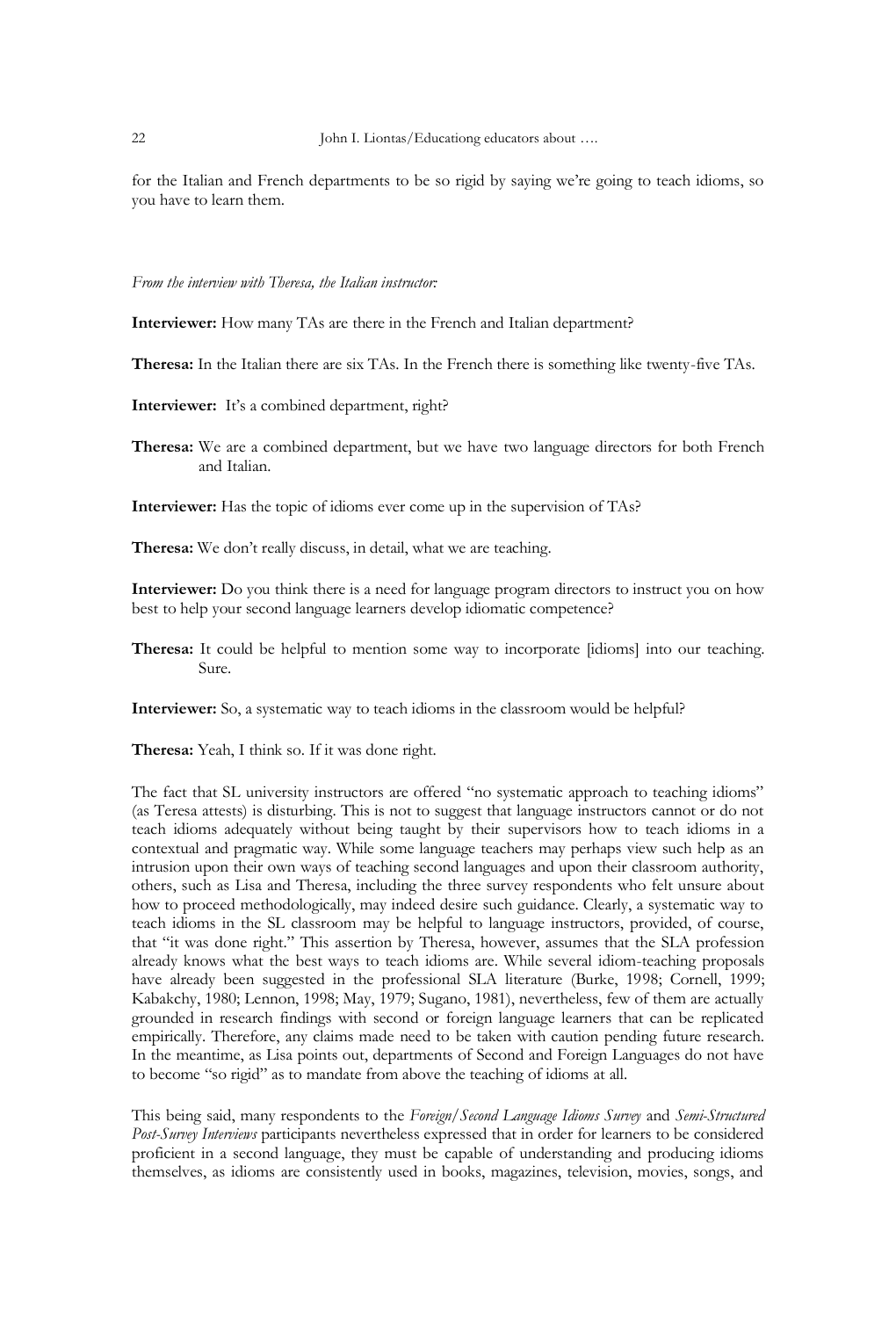for the Italian and French departments to be so rigid by saying we're going to teach idioms, so you have to learn them.

*From the interview with Theresa, the Italian instructor:*

**Interviewer:** How many TAs are there in the French and Italian department?

**Theresa:** In the Italian there are six TAs. In the French there is something like twenty-five TAs.

**Interviewer:** It's a combined department, right?

**Theresa:** We are a combined department, but we have two language directors for both French and Italian.

**Interviewer:** Has the topic of idioms ever come up in the supervision of TAs?

**Theresa:** We don't really discuss, in detail, what we are teaching.

**Interviewer:** Do you think there is a need for language program directors to instruct you on how best to help your second language learners develop idiomatic competence?

**Theresa:** It could be helpful to mention some way to incorporate [idioms] into our teaching. Sure.

**Interviewer:** So, a systematic way to teach idioms in the classroom would be helpful?

**Theresa:** Yeah, I think so. If it was done right.

The fact that SL university instructors are offered "no systematic approach to teaching idioms" (as Teresa attests) is disturbing. This is not to suggest that language instructors cannot or do not teach idioms adequately without being taught by their supervisors how to teach idioms in a contextual and pragmatic way. While some language teachers may perhaps view such help as an intrusion upon their own ways of teaching second languages and upon their classroom authority, others, such as Lisa and Theresa, including the three survey respondents who felt unsure about how to proceed methodologically, may indeed desire such guidance. Clearly, a systematic way to teach idioms in the SL classroom may be helpful to language instructors, provided, of course, that "it was done right." This assertion by Theresa, however, assumes that the SLA profession already knows what the best ways to teach idioms are. While several idiom-teaching proposals have already been suggested in the professional SLA literature (Burke, 1998; Cornell, 1999; Kabakchy, 1980; Lennon, 1998; May, 1979; Sugano, 1981), nevertheless, few of them are actually grounded in research findings with second or foreign language learners that can be replicated empirically. Therefore, any claims made need to be taken with caution pending future research. In the meantime, as Lisa points out, departments of Second and Foreign Languages do not have to become "so rigid" as to mandate from above the teaching of idioms at all.

This being said, many respondents to the *Foreign/Second Language Idioms Survey* and *Semi-Structured Post-Survey Interviews* participants nevertheless expressed that in order for learners to be considered proficient in a second language, they must be capable of understanding and producing idioms themselves, as idioms are consistently used in books, magazines, television, movies, songs, and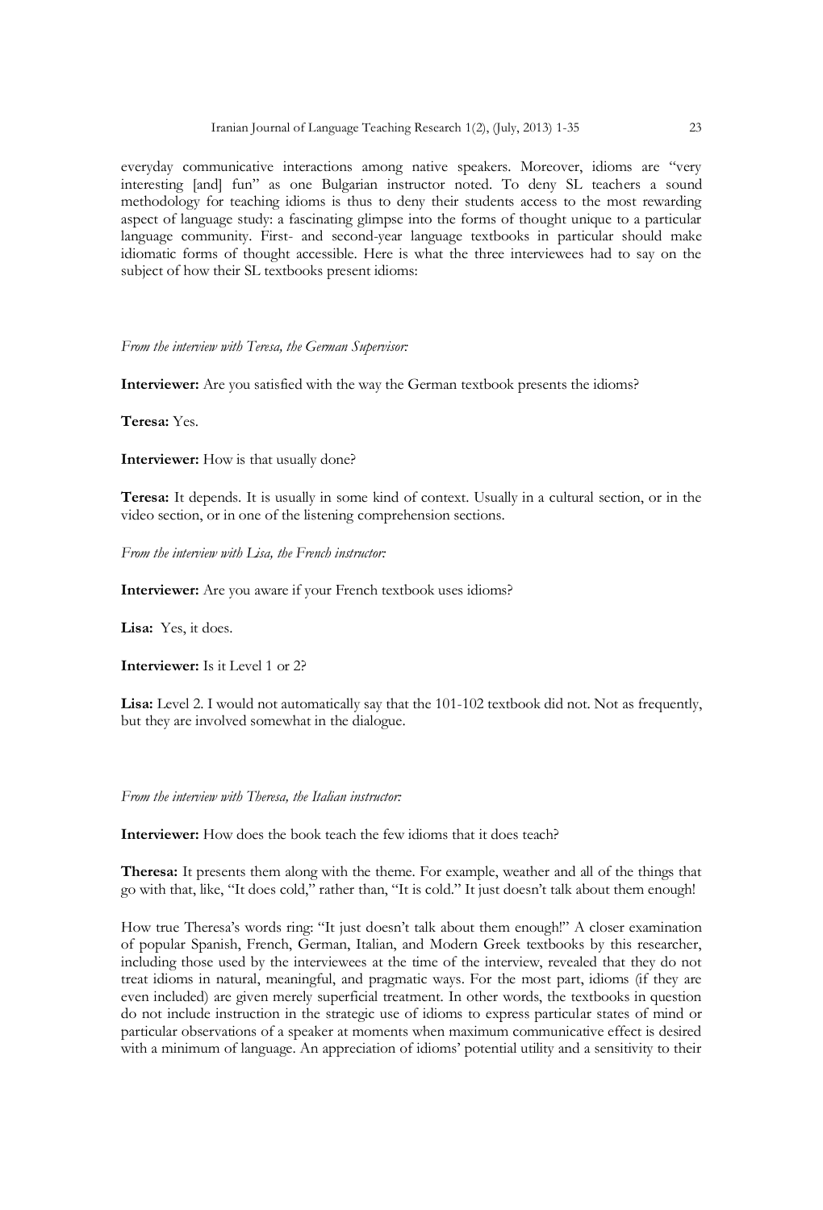everyday communicative interactions among native speakers. Moreover, idioms are "very interesting [and] fun" as one Bulgarian instructor noted. To deny SL teachers a sound methodology for teaching idioms is thus to deny their students access to the most rewarding aspect of language study: a fascinating glimpse into the forms of thought unique to a particular language community. First- and second-year language textbooks in particular should make idiomatic forms of thought accessible. Here is what the three interviewees had to say on the subject of how their SL textbooks present idioms:

*From the interview with Teresa, the German Supervisor:*

**Interviewer:** Are you satisfied with the way the German textbook presents the idioms?

**Teresa:** Yes.

**Interviewer:** How is that usually done?

**Teresa:** It depends. It is usually in some kind of context. Usually in a cultural section, or in the video section, or in one of the listening comprehension sections.

*From the interview with Lisa, the French instructor:*

**Interviewer:** Are you aware if your French textbook uses idioms?

**Lisa:** Yes, it does.

**Interviewer:** Is it Level 1 or 2?

**Lisa:** Level 2. I would not automatically say that the 101-102 textbook did not. Not as frequently, but they are involved somewhat in the dialogue.

*From the interview with Theresa, the Italian instructor:*

**Interviewer:** How does the book teach the few idioms that it does teach?

**Theresa:** It presents them along with the theme. For example, weather and all of the things that go with that, like, "It does cold," rather than, "It is cold." It just doesn't talk about them enough!

How true Theresa's words ring: "It just doesn't talk about them enough!" A closer examination of popular Spanish, French, German, Italian, and Modern Greek textbooks by this researcher, including those used by the interviewees at the time of the interview, revealed that they do not treat idioms in natural, meaningful, and pragmatic ways. For the most part, idioms (if they are even included) are given merely superficial treatment. In other words, the textbooks in question do not include instruction in the strategic use of idioms to express particular states of mind or particular observations of a speaker at moments when maximum communicative effect is desired with a minimum of language. An appreciation of idioms' potential utility and a sensitivity to their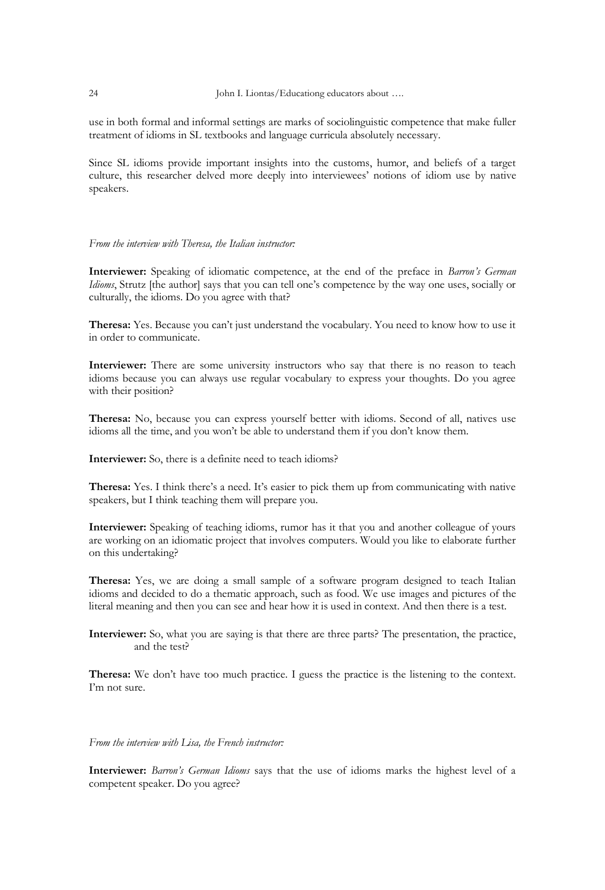use in both formal and informal settings are marks of sociolinguistic competence that make fuller treatment of idioms in SL textbooks and language curricula absolutely necessary.

Since SL idioms provide important insights into the customs, humor, and beliefs of a target culture, this researcher delved more deeply into interviewees' notions of idiom use by native speakers.

*From the interview with Theresa, the Italian instructor:*

**Interviewer:** Speaking of idiomatic competence, at the end of the preface in *Barron's German Idioms*, Strutz [the author] says that you can tell one's competence by the way one uses, socially or culturally, the idioms. Do you agree with that?

**Theresa:** Yes. Because you can't just understand the vocabulary. You need to know how to use it in order to communicate.

**Interviewer:** There are some university instructors who say that there is no reason to teach idioms because you can always use regular vocabulary to express your thoughts. Do you agree with their position?

**Theresa:** No, because you can express yourself better with idioms. Second of all, natives use idioms all the time, and you won't be able to understand them if you don't know them.

**Interviewer:** So, there is a definite need to teach idioms?

**Theresa:** Yes. I think there's a need. It's easier to pick them up from communicating with native speakers, but I think teaching them will prepare you.

**Interviewer:** Speaking of teaching idioms, rumor has it that you and another colleague of yours are working on an idiomatic project that involves computers. Would you like to elaborate further on this undertaking?

**Theresa:** Yes, we are doing a small sample of a software program designed to teach Italian idioms and decided to do a thematic approach, such as food. We use images and pictures of the literal meaning and then you can see and hear how it is used in context. And then there is a test.

**Interviewer:** So, what you are saying is that there are three parts? The presentation, the practice, and the test?

**Theresa:** We don't have too much practice. I guess the practice is the listening to the context. I'm not sure.

*From the interview with Lisa, the French instructor:*

**Interviewer:** *Barron's German Idioms* says that the use of idioms marks the highest level of a competent speaker. Do you agree?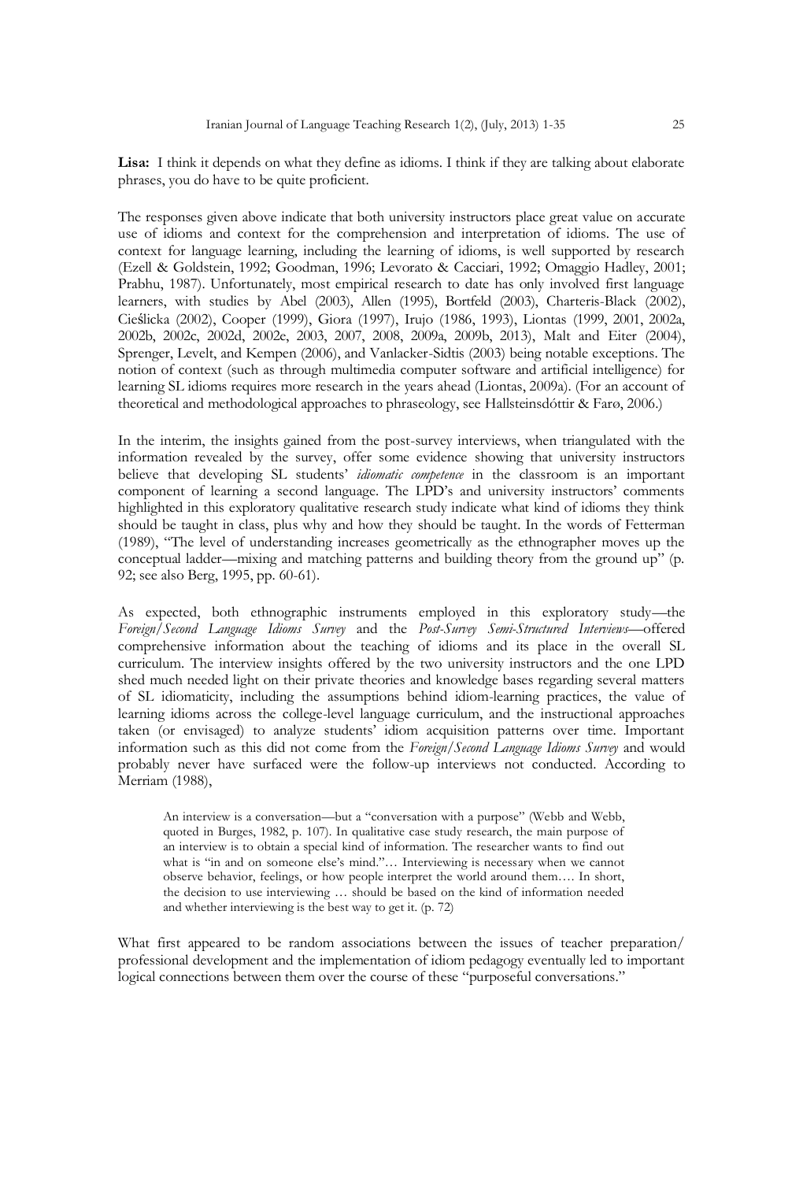**Lisa:** I think it depends on what they define as idioms. I think if they are talking about elaborate phrases, you do have to be quite proficient.

The responses given above indicate that both university instructors place great value on accurate use of idioms and context for the comprehension and interpretation of idioms. The use of context for language learning, including the learning of idioms, is well supported by research (Ezell & Goldstein, 1992; Goodman, 1996; Levorato & Cacciari, 1992; Omaggio Hadley, 2001; Prabhu, 1987). Unfortunately, most empirical research to date has only involved first language learners, with studies by Abel (2003), Allen (1995), Bortfeld (2003), Charteris-Black (2002), Cieślicka (2002), Cooper (1999), Giora (1997), Irujo (1986, 1993), Liontas (1999, 2001, 2002a, 2002b, 2002c, 2002d, 2002e, 2003, 2007, 2008, 2009a, 2009b, 2013), Malt and Eiter (2004), Sprenger, Levelt, and Kempen (2006), and Vanlacker-Sidtis (2003) being notable exceptions. The notion of context (such as through multimedia computer software and artificial intelligence) for learning SL idioms requires more research in the years ahead (Liontas, 2009a). (For an account of theoretical and methodological approaches to phraseology, see Hallsteinsdóttir & Farø, 2006.)

In the interim, the insights gained from the post-survey interviews, when triangulated with the information revealed by the survey, offer some evidence showing that university instructors believe that developing SL students' *idiomatic competence* in the classroom is an important component of learning a second language. The LPD's and university instructors' comments highlighted in this exploratory qualitative research study indicate what kind of idioms they think should be taught in class, plus why and how they should be taught. In the words of Fetterman (1989), "The level of understanding increases geometrically as the ethnographer moves up the conceptual ladder—mixing and matching patterns and building theory from the ground up" (p. 92; see also Berg, 1995, pp. 60-61).

As expected, both ethnographic instruments employed in this exploratory study—the *Foreign/Second Language Idioms Survey* and the *Post-Survey Semi-Structured Interviews*—offered comprehensive information about the teaching of idioms and its place in the overall SL curriculum. The interview insights offered by the two university instructors and the one LPD shed much needed light on their private theories and knowledge bases regarding several matters of SL idiomaticity, including the assumptions behind idiom-learning practices, the value of learning idioms across the college-level language curriculum, and the instructional approaches taken (or envisaged) to analyze students' idiom acquisition patterns over time. Important information such as this did not come from the *Foreign/Second Language Idioms Survey* and would probably never have surfaced were the follow-up interviews not conducted. According to Merriam (1988),

> An interview is a conversation—but a "conversation with a purpose" (Webb and Webb, quoted in Burges, 1982, p. 107). In qualitative case study research, the main purpose of an interview is to obtain a special kind of information. The researcher wants to find out what is "in and on someone else's mind."… Interviewing is necessary when we cannot observe behavior, feelings, or how people interpret the world around them…. In short, the decision to use interviewing … should be based on the kind of information needed and whether interviewing is the best way to get it. (p. 72)

What first appeared to be random associations between the issues of teacher preparation/ professional development and the implementation of idiom pedagogy eventually led to important logical connections between them over the course of these "purposeful conversations."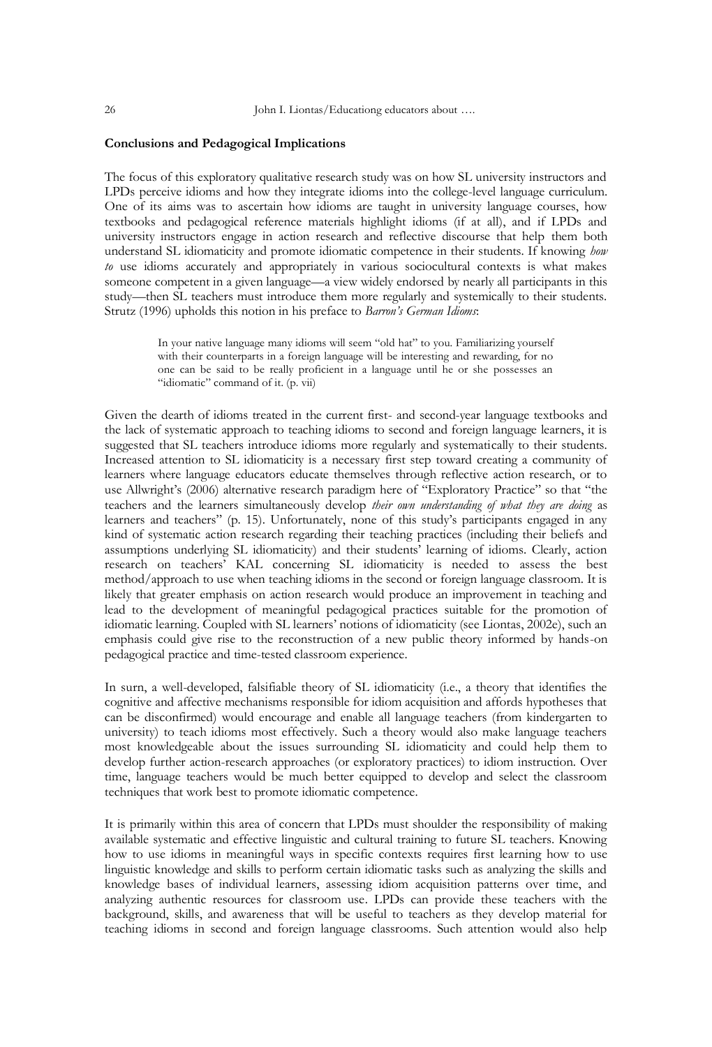**Conclusions and Pedagogical Implications**

The focus of this exploratory qualitative research study was on how SL university instructors and LPDs perceive idioms and how they integrate idioms into the college-level language curriculum. One of its aims was to ascertain how idioms are taught in university language courses, how textbooks and pedagogical reference materials highlight idioms (if at all), and if LPDs and university instructors engage in action research and reflective discourse that help them both understand SL idiomaticity and promote idiomatic competence in their students. If knowing *how to* use idioms accurately and appropriately in various sociocultural contexts is what makes someone competent in a given language—a view widely endorsed by nearly all participants in this study—then SL teachers must introduce them more regularly and systemically to their students. Strutz (1996) upholds this notion in his preface to *Barron's German Idioms*:

> In your native language many idioms will seem "old hat" to you. Familiarizing yourself with their counterparts in a foreign language will be interesting and rewarding, for no one can be said to be really proficient in a language until he or she possesses an "idiomatic" command of it. (p. vii)

Given the dearth of idioms treated in the current first- and second-year language textbooks and the lack of systematic approach to teaching idioms to second and foreign language learners, it is suggested that SL teachers introduce idioms more regularly and systematically to their students. Increased attention to SL idiomaticity is a necessary first step toward creating a community of learners where language educators educate themselves through reflective action research, or to use Allwright's (2006) alternative research paradigm here of "Exploratory Practice" so that "the teachers and the learners simultaneously develop *their own understanding of what they are doing* as learners and teachers" (p. 15). Unfortunately, none of this study's participants engaged in any kind of systematic action research regarding their teaching practices (including their beliefs and assumptions underlying SL idiomaticity) and their students' learning of idioms. Clearly, action research on teachers' KAL concerning SL idiomaticity is needed to assess the best method/approach to use when teaching idioms in the second or foreign language classroom. It is likely that greater emphasis on action research would produce an improvement in teaching and lead to the development of meaningful pedagogical practices suitable for the promotion of idiomatic learning. Coupled with SL learners' notions of idiomaticity (see Liontas, 2002e), such an emphasis could give rise to the reconstruction of a new public theory informed by hands-on pedagogical practice and time-tested classroom experience.

In surn, a well-developed, falsifiable theory of SL idiomaticity (i.e., a theory that identifies the cognitive and affective mechanisms responsible for idiom acquisition and affords hypotheses that can be disconfirmed) would encourage and enable all language teachers (from kindergarten to university) to teach idioms most effectively. Such a theory would also make language teachers most knowledgeable about the issues surrounding SL idiomaticity and could help them to develop further action-research approaches (or exploratory practices) to idiom instruction. Over time, language teachers would be much better equipped to develop and select the classroom techniques that work best to promote idiomatic competence.

It is primarily within this area of concern that LPDs must shoulder the responsibility of making available systematic and effective linguistic and cultural training to future SL teachers. Knowing how to use idioms in meaningful ways in specific contexts requires first learning how to use linguistic knowledge and skills to perform certain idiomatic tasks such as analyzing the skills and knowledge bases of individual learners, assessing idiom acquisition patterns over time, and analyzing authentic resources for classroom use. LPDs can provide these teachers with the background, skills, and awareness that will be useful to teachers as they develop material for teaching idioms in second and foreign language classrooms. Such attention would also help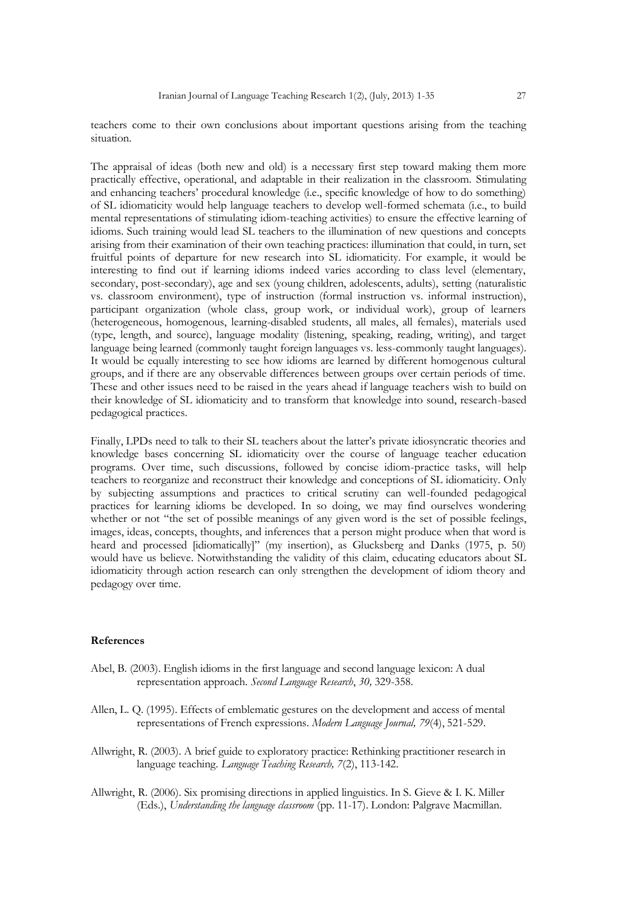teachers come to their own conclusions about important questions arising from the teaching situation.

The appraisal of ideas (both new and old) is a necessary first step toward making them more practically effective, operational, and adaptable in their realization in the classroom. Stimulating and enhancing teachers' procedural knowledge (i.e., specific knowledge of how to do something) of SL idiomaticity would help language teachers to develop well-formed schemata (i.e., to build mental representations of stimulating idiom-teaching activities) to ensure the effective learning of idioms. Such training would lead SL teachers to the illumination of new questions and concepts arising from their examination of their own teaching practices: illumination that could, in turn, set fruitful points of departure for new research into SL idiomaticity. For example, it would be interesting to find out if learning idioms indeed varies according to class level (elementary, secondary, post-secondary), age and sex (young children, adolescents, adults), setting (naturalistic vs. classroom environment), type of instruction (formal instruction vs. informal instruction), participant organization (whole class, group work, or individual work), group of learners (heterogeneous, homogenous, learning-disabled students, all males, all females), materials used (type, length, and source), language modality (listening, speaking, reading, writing), and target language being learned (commonly taught foreign languages vs. less-commonly taught languages). It would be equally interesting to see how idioms are learned by different homogenous cultural groups, and if there are any observable differences between groups over certain periods of time. These and other issues need to be raised in the years ahead if language teachers wish to build on their knowledge of SL idiomaticity and to transform that knowledge into sound, research-based pedagogical practices.

Finally, LPDs need to talk to their SL teachers about the latter's private idiosyncratic theories and knowledge bases concerning SL idiomaticity over the course of language teacher education programs. Over time, such discussions, followed by concise idiom-practice tasks, will help teachers to reorganize and reconstruct their knowledge and conceptions of SL idiomaticity. Only by subjecting assumptions and practices to critical scrutiny can well-founded pedagogical practices for learning idioms be developed. In so doing, we may find ourselves wondering whether or not "the set of possible meanings of any given word is the set of possible feelings, images, ideas, concepts, thoughts, and inferences that a person might produce when that word is heard and processed [idiomatically]" (my insertion), as Glucksberg and Danks (1975, p. 50) would have us believe. Notwithstanding the validity of this claim, educating educators about SL idiomaticity through action research can only strengthen the development of idiom theory and pedagogy over time.

## References

Abel, B. (2003). English idioms in the first language and second language lexicon: A dual representation approach. *Second Language Research*, *30,* 329-358.

Allen, L. Q. (1995). Effects of emblematic gestures on the development and access of mental representations of French expressions. *Modern Language Journal, 79*(4), 521-529.

Allwright, R. (2003). A brief guide to exploratory practice: Rethinking practitioner research in language teaching. *Language Teaching Research, 7*(2), 113-142.

Allwright, R. (2006). Six promising directions in applied linguistics. In S. Gieve & I. K. Miller (Eds.), *Understanding the language classroom* (pp. 11-17). London: Palgrave Macmillan.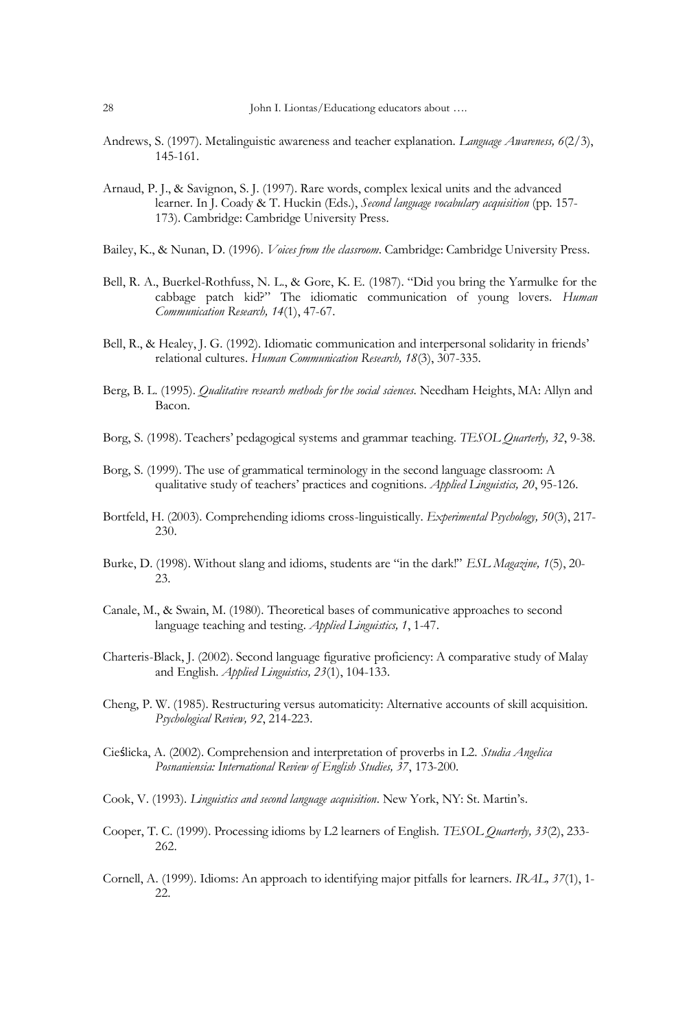Andrews, S. (1997). Metalinguistic awareness and teacher explanation. *Language Awareness, 6*(2/3), 145-161.

Arnaud, P. J., & Savignon, S. J. (1997). Rare words, complex lexical units and the advanced learner. In J. Coady & T. Huckin (Eds.), *Second language vocabulary acquisition* (pp. 157-173). Cambridge: Cambridge University Press.

Bailey, K., & Nunan, D. (1996). *Voices from the classroom*. Cambridge: Cambridge University Press.

Bell, R. A., Buerkel-Rothfuss, N. L., & Gore, K. E. (1987). "Did you bring the Yarmulke for the cabbage patch kid?" The idiomatic communication of young lovers. *Human Communication Research, 14*(1), 47-67.

Bell, R., & Healey, J. G. (1992). Idiomatic communication and interpersonal solidarity in friends' relational cultures. *Human Communication Research, 18*(3), 307-335.

Berg, B. L. (1995). *Qualitative research methods for the social sciences*. Needham Heights, MA: Allyn and Bacon.

Borg, S. (1998). Teachers' pedagogical systems and grammar teaching. *TESOL Quarterly, 32*, 9-38.

Borg, S. (1999). The use of grammatical terminology in the second language classroom: A qualitative study of teachers' practices and cognitions. *Applied Linguistics, 20*, 95-126.

Bortfeld, H. (2003). Comprehending idioms cross-linguistically. *Experimental Psychology, 50*(3), 217-230.

Burke, D. (1998). Without slang and idioms, students are "in the dark!" *ESL Magazine, 1*(5), 20-23.

Canale, M., & Swain, M. (1980). Theoretical bases of communicative approaches to second language teaching and testing. *Applied Linguistics, 1*, 1-47.

Charteris-Black, J. (2002). Second language figurative proficiency: A comparative study of Malay and English. *Applied Linguistics, 23*(1), 104-133.

Cheng, P. W. (1985). Restructuring versus automaticity: Alternative accounts of skill acquisition. *Psychological Review, 92*, 214-223.

Cieślicka, A. (2002). Comprehension and interpretation of proverbs in L2. *Studia Angelica Posnaniensia: International Review of English Studies, 37*, 173-200.

Cook, V. (1993). *Linguistics and second language acquisition*. New York, NY: St. Martin's.

Cooper, T. C. (1999). Processing idioms by L2 learners of English. *TESOL Quarterly, 33*(2), 233-262.

Cornell, A. (1999). Idioms: An approach to identifying major pitfalls for learners. *IRAL, 37*(1), 1-22.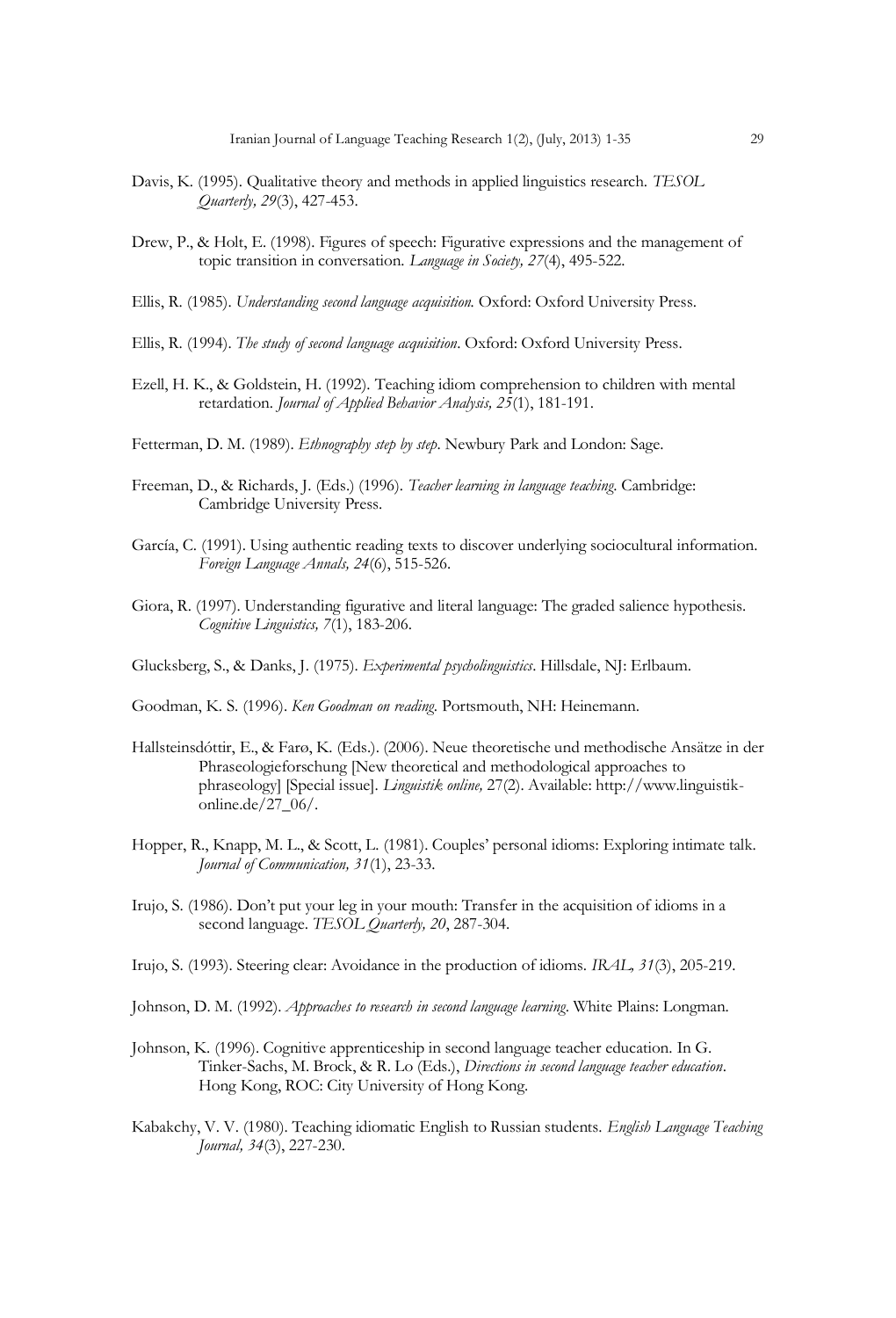Davis, K. (1995). Qualitative theory and methods in applied linguistics research. *TESOL Quarterly, 29*(3), 427-453.

Drew, P., & Holt, E. (1998). Figures of speech: Figurative expressions and the management of topic transition in conversation. *Language in Society, 27*(4), 495-522.

Ellis, R. (1985). *Understanding second language acquisition.* Oxford: Oxford University Press.

Ellis, R. (1994). *The study of second language acquisition*. Oxford: Oxford University Press.

Ezell, H. K., & Goldstein, H. (1992). Teaching idiom comprehension to children with mental retardation. *Journal of Applied Behavior Analysis, 25*(1), 181-191.

Fetterman, D. M. (1989). *Ethnography step by step*. Newbury Park and London: Sage.

Freeman, D., & Richards, J. (Eds.) (1996). *Teacher learning in language teaching*. Cambridge: Cambridge University Press.

García, C. (1991). Using authentic reading texts to discover underlying sociocultural information. *Foreign Language Annals, 24*(6), 515-526.

Giora, R. (1997). Understanding figurative and literal language: The graded salience hypothesis. *Cognitive Linguistics, 7*(1), 183-206.

Glucksberg, S., & Danks, J. (1975). *Experimental psycholinguistics*. Hillsdale, NJ: Erlbaum.

Goodman, K. S. (1996). *Ken Goodman on reading.* Portsmouth, NH: Heinemann.

Hallsteinsdóttir, E., & Farø, K. (Eds.). (2006). Neue theoretische und methodische Ansätze in der Phraseologieforschung [New theoretical and methodological approaches to phraseology] [Special issue]. *Linguistik online,* 27(2). Available: http://www.linguistik-online.de/27_06/.

Hopper, R., Knapp, M. L., & Scott, L. (1981). Couples' personal idioms: Exploring intimate talk. *Journal of Communication, 31*(1), 23-33.

Irujo, S. (1986). Don't put your leg in your mouth: Transfer in the acquisition of idioms in a second language. *TESOL Quarterly, 20*, 287-304.

Irujo, S. (1993). Steering clear: Avoidance in the production of idioms. *IRAL, 31*(3), 205-219.

Johnson, D. M. (1992). *Approaches to research in second language learning*. White Plains: Longman.

Johnson, K. (1996). Cognitive apprenticeship in second language teacher education. In G. Tinker-Sachs, M. Brock, & R. Lo (Eds.), *Directions in second language teacher education*. Hong Kong, ROC: City University of Hong Kong.

Kabakchy, V. V. (1980). Teaching idiomatic English to Russian students. *English Language Teaching Journal, 34*(3), 227-230.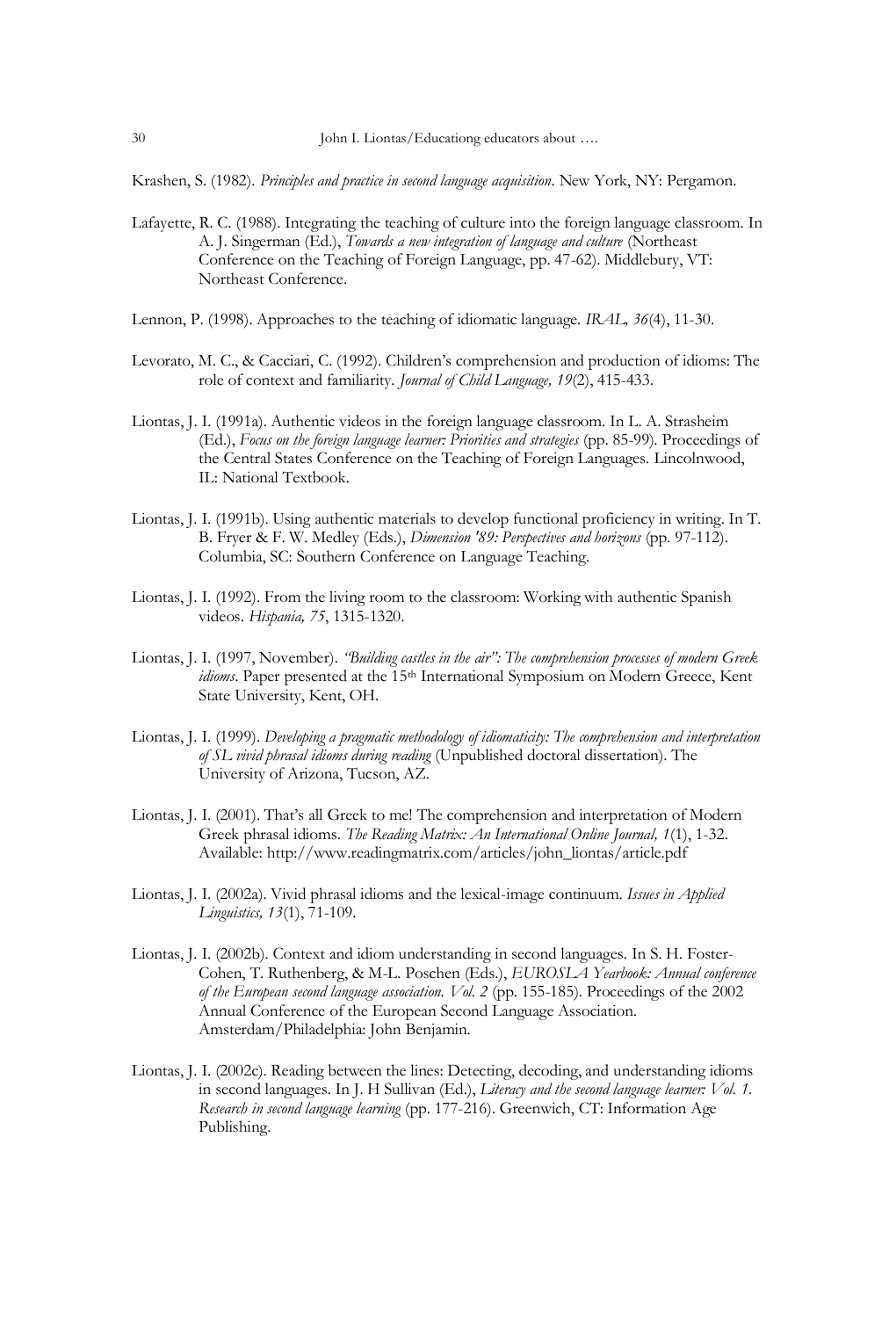Krashen, S. (1982). *Principles and practice in second language acquisition*. New York, NY: Pergamon.

Lafayette, R. C. (1988). Integrating the teaching of culture into the foreign language classroom. In A. J. Singerman (Ed.), *Towards a new integration of language and culture* (Northeast Conference on the Teaching of Foreign Language, pp. 47-62). Middlebury, VT: Northeast Conference.

Lennon, P. (1998). Approaches to the teaching of idiomatic language. *IRAL, 36*(4), 11-30.

Levorato, M. C., & Cacciari, C. (1992). Children's comprehension and production of idioms: The role of context and familiarity. *Journal of Child Language, 19*(2), 415-433.

Liontas, J. I. (1991a). Authentic videos in the foreign language classroom. In L. A. Strasheim (Ed.), *Focus on the foreign language learner: Priorities and strategies* (pp. 85-99). Proceedings of the Central States Conference on the Teaching of Foreign Languages. Lincolnwood, IL: National Textbook.

Liontas, J. I. (1991b). Using authentic materials to develop functional proficiency in writing. In T. B. Fryer & F. W. Medley (Eds.), *Dimension '89: Perspectives and horizons* (pp. 97-112). Columbia, SC: Southern Conference on Language Teaching.

Liontas, J. I. (1992). From the living room to the classroom: Working with authentic Spanish videos. *Hispania, 75*, 1315-1320.

Liontas, J. I. (1997, November). *"Building castles in the air": The comprehension processes of modern Greek idioms*. Paper presented at the 15th International Symposium on Modern Greece, Kent State University, Kent, OH.

Liontas, J. I. (1999). *Developing a pragmatic methodology of idiomaticity: The comprehension and interpretation of SL vivid phrasal idioms during reading* (Unpublished doctoral dissertation). The University of Arizona, Tucson, AZ.

Liontas, J. I. (2001). That's all Greek to me! The comprehension and interpretation of Modern Greek phrasal idioms. *The Reading Matrix: An International Online Journal, 1*(1), 1-32. Available: http://www.readingmatrix.com/articles/john_liontas/article.pdf

Liontas, J. I. (2002a). Vivid phrasal idioms and the lexical-image continuum. *Issues in Applied Linguistics, 13*(1), 71-109.

Liontas, J. I. (2002b). Context and idiom understanding in second languages. In S. H. Foster-Cohen, T. Ruthenberg, & M-L. Poschen (Eds.), *EUROSLA Yearbook: Annual conference of the European second language association. Vol. 2* (pp. 155-185). Proceedings of the 2002 Annual Conference of the European Second Language Association. Amsterdam/Philadelphia: John Benjamin.

Liontas, J. I. (2002c). Reading between the lines: Detecting, decoding, and understanding idioms in second languages. In J. H Sullivan (Ed.), *Literacy and the second language learner: Vol. 1. Research in second language learning* (pp. 177-216). Greenwich, CT: Information Age Publishing.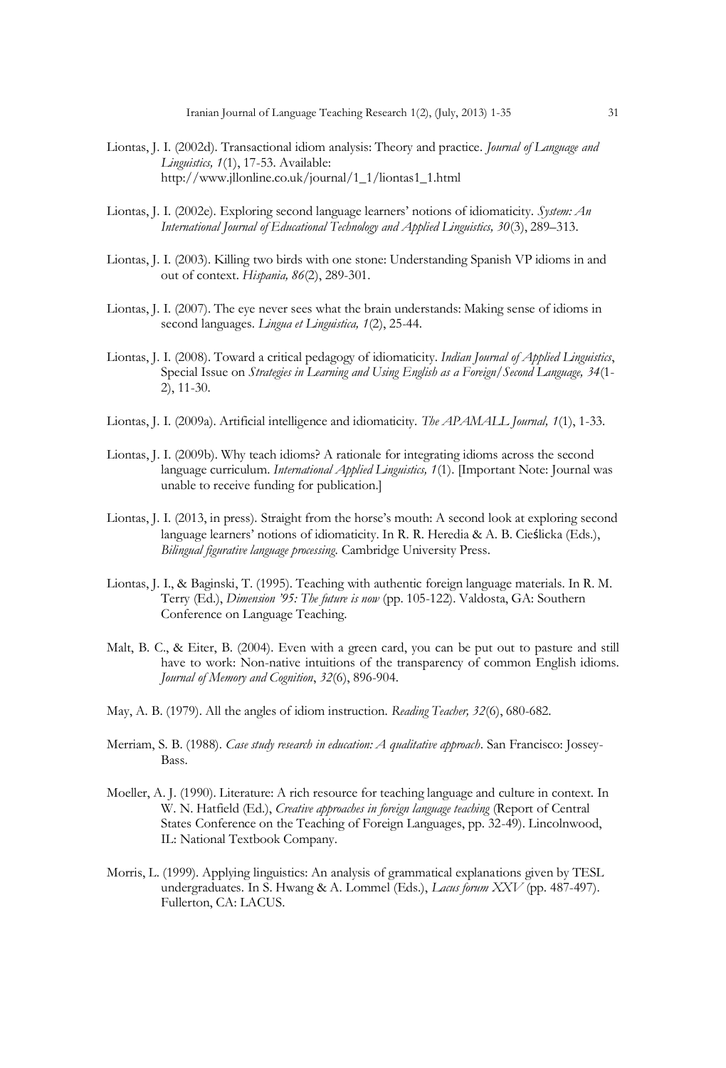Liontas, J. I. (2002d). Transactional idiom analysis: Theory and practice. *Journal of Language and Linguistics, 1*(1), 17-53. Available: http://www.jllonline.co.uk/journal/1_1/liontas1_1.html

Liontas, J. I. (2002e). Exploring second language learners' notions of idiomaticity. *System: An International Journal of Educational Technology and Applied Linguistics, 30*(3), 289–313.

Liontas, J. I. (2003). Killing two birds with one stone: Understanding Spanish VP idioms in and out of context. *Hispania, 86*(2), 289-301.

Liontas, J. I. (2007). The eye never sees what the brain understands: Making sense of idioms in second languages. *Lingua et Linguistica, 1*(2), 25-44.

Liontas, J. I. (2008). Toward a critical pedagogy of idiomaticity. *Indian Journal of Applied Linguistics*, Special Issue on *Strategies in Learning and Using English as a Foreign/Second Language, 34*(1-2), 11-30.

Liontas, J. I. (2009a). Artificial intelligence and idiomaticity. *The APAMALL Journal, 1*(1), 1-33.

Liontas, J. I. (2009b). Why teach idioms? A rationale for integrating idioms across the second language curriculum. *International Applied Linguistics, 1*(1). [Important Note: Journal was unable to receive funding for publication.]

Liontas, J. I. (2013, in press). Straight from the horse's mouth: A second look at exploring second language learners' notions of idiomaticity. In R. R. Heredia & A. B. Cieślicka (Eds.), *Bilingual figurative language processing*. Cambridge University Press.

Liontas, J. I., & Baginski, T. (1995). Teaching with authentic foreign language materials. In R. M. Terry (Ed.), *Dimension '95: The future is now* (pp. 105-122). Valdosta, GA: Southern Conference on Language Teaching.

Malt, B. C., & Eiter, B. (2004). Even with a green card, you can be put out to pasture and still have to work: Non-native intuitions of the transparency of common English idioms. *Journal of Memory and Cognition*, *32*(6), 896-904.

May, A. B. (1979). All the angles of idiom instruction. *Reading Teacher, 32*(6), 680-682.

Merriam, S. B. (1988). *Case study research in education: A qualitative approach*. San Francisco: Jossey-Bass.

Moeller, A. J. (1990). Literature: A rich resource for teaching language and culture in context. In W. N. Hatfield (Ed.), *Creative approaches in foreign language teaching* (Report of Central States Conference on the Teaching of Foreign Languages, pp. 32-49). Lincolnwood, IL: National Textbook Company.

Morris, L. (1999). Applying linguistics: An analysis of grammatical explanations given by TESL undergraduates. In S. Hwang & A. Lommel (Eds.), *Lacus forum XXV* (pp. 487-497). Fullerton, CA: LACUS.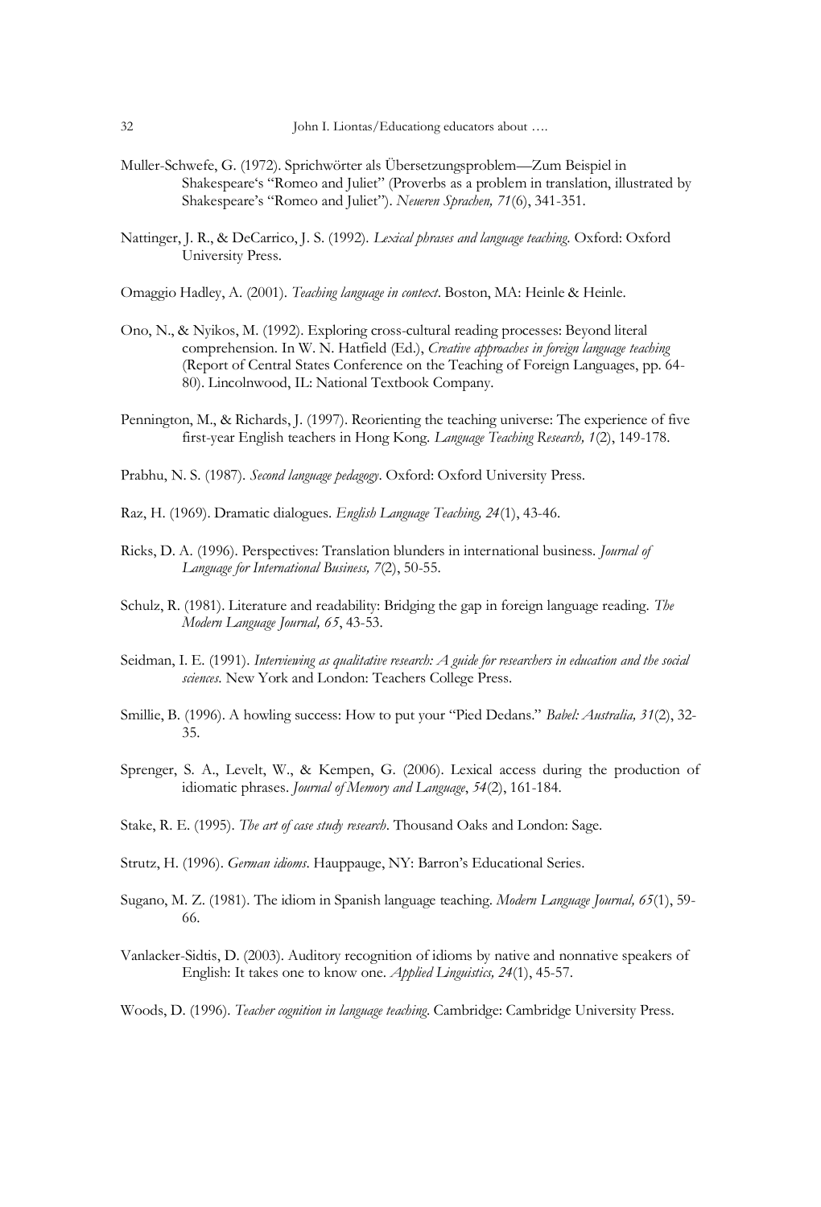Muller-Schwefe, G. (1972). Sprichwörter als Übersetzungsproblem—Zum Beispiel in Shakespeare's "Romeo and Juliet" (Proverbs as a problem in translation, illustrated by Shakespeare's "Romeo and Juliet"). *Neueren Sprachen, 71*(6), 341-351.

Nattinger, J. R., & DeCarrico, J. S. (1992). *Lexical phrases and language teaching*. Oxford: Oxford University Press.

Omaggio Hadley, A. (2001). *Teaching language in context*. Boston, MA: Heinle & Heinle.

Ono, N., & Nyikos, M. (1992). Exploring cross-cultural reading processes: Beyond literal comprehension. In W. N. Hatfield (Ed.), *Creative approaches in foreign language teaching* (Report of Central States Conference on the Teaching of Foreign Languages, pp. 64-80). Lincolnwood, IL: National Textbook Company.

Pennington, M., & Richards, J. (1997). Reorienting the teaching universe: The experience of five first-year English teachers in Hong Kong. *Language Teaching Research, 1*(2), 149-178.

Prabhu, N. S. (1987). *Second language pedagogy*. Oxford: Oxford University Press.

Raz, H. (1969). Dramatic dialogues. *English Language Teaching, 24*(1), 43-46.

Ricks, D. A. (1996). Perspectives: Translation blunders in international business. *Journal of Language for International Business, 7*(2), 50-55.

Schulz, R. (1981). Literature and readability: Bridging the gap in foreign language reading. *The Modern Language Journal, 65*, 43-53.

Seidman, I. E. (1991). *Interviewing as qualitative research: A guide for researchers in education and the social sciences*. New York and London: Teachers College Press.

Smillie, B. (1996). A howling success: How to put your "Pied Dedans." *Babel: Australia, 31*(2), 32-35.

Sprenger, S. A., Levelt, W., & Kempen, G. (2006). Lexical access during the production of idiomatic phrases. *Journal of Memory and Language*, *54*(2), 161-184.

Stake, R. E. (1995). *The art of case study research*. Thousand Oaks and London: Sage.

Strutz, H. (1996). *German idioms*. Hauppauge, NY: Barron's Educational Series.

Sugano, M. Z. (1981). The idiom in Spanish language teaching. *Modern Language Journal, 65*(1), 59-66.

Vanlacker-Sidtis, D. (2003). Auditory recognition of idioms by native and nonnative speakers of English: It takes one to know one. *Applied Linguistics, 24*(1), 45-57.

Woods, D. (1996). *Teacher cognition in language teaching*. Cambridge: Cambridge University Press.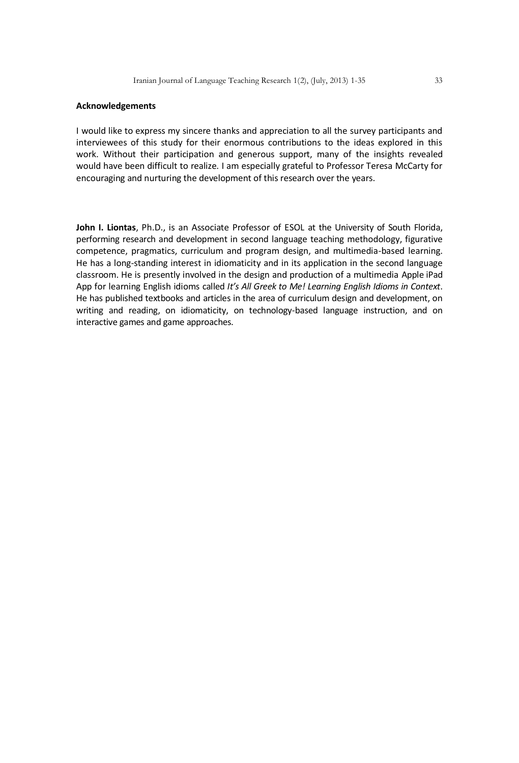## Acknowledgements

I would like to express my sincere thanks and appreciation to all the survey participants and interviewees of this study for their enormous contributions to the ideas explored in this work. Without their participation and generous support, many of the insights revealed would have been difficult to realize. I am especially grateful to Professor Teresa McCarty for encouraging and nurturing the development of this research over the years.

**John I. Liontas**, Ph.D., is an Associate Professor of ESOL at the University of South Florida, performing research and development in second language teaching methodology, figurative competence, pragmatics, curriculum and program design, and multimedia-based learning. He has a long-standing interest in idiomaticity and in its application in the second language classroom. He is presently involved in the design and production of a multimedia Apple iPad App for learning English idioms called *It's All Greek to Me! Learning English Idioms in Context*. He has published textbooks and articles in the area of curriculum design and development, on writing and reading, on idiomaticity, on technology-based language instruction, and on interactive games and game approaches.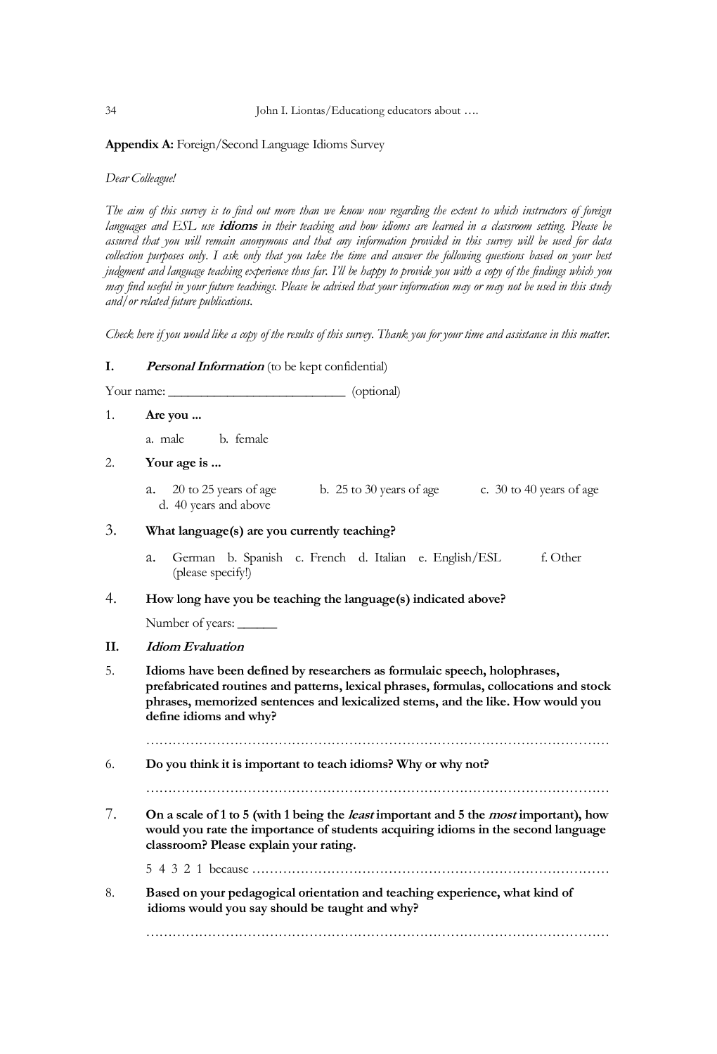**Appendix A:** Foreign/Second Language Idioms Survey

*Dear Colleague!*

*The aim of this survey is to find out more than we know now regarding the extent to which instructors of foreign languages and ESL use* ***idioms*** *in their teaching and how idioms are learned in a classroom setting. Please be assured that you will remain anonymous and that any information provided in this survey will be used for data collection purposes only. I ask only that you take the time and answer the following questions based on your best judgment and language teaching experience thus far. I'll be happy to provide you with a copy of the findings which you may find useful in your future teachings. Please be advised that your information may or may not be used in this study and/or related future publications.*

*Check here if you would like a copy of the results of this survey. Thank you for your time and assistance in this matter.*

**I. *Personal Information*** (to be kept confidential)

Your name: ___________________________ (optional)

1. **Are you ...**

   a. male b. female

2. **Your age is ...**

   a. 20 to 25 years of age b. 25 to 30 years of age c. 30 to 40 years of age d. 40 years and above

3. **What language(s) are you currently teaching?**

   a. German b. Spanish c. French d. Italian e. English/ESL f. Other (please specify!)

4. **How long have you be teaching the language(s) indicated above?**

   Number of years: ______

**II. *Idiom Evaluation***

5. **Idioms have been defined by researchers as formulaic speech, holophrases, prefabricated routines and patterns, lexical phrases, formulas, collocations and stock phrases, memorized sentences and lexicalized stems, and the like. How would you define idioms and why?**

   …………………………………………………………………………………………

6. **Do you think it is important to teach idioms? Why or why not?**

   …………………………………………………………………………………………

7. **On a scale of 1 to 5 (with 1 being the *least* important and 5 the *most* important), how would you rate the importance of students acquiring idioms in the second language classroom? Please explain your rating.**

   5 4 3 2 1 because ………………………………………………………………………

8. **Based on your pedagogical orientation and teaching experience, what kind of idioms would you say should be taught and why?**

   …………………………………………………………………………………………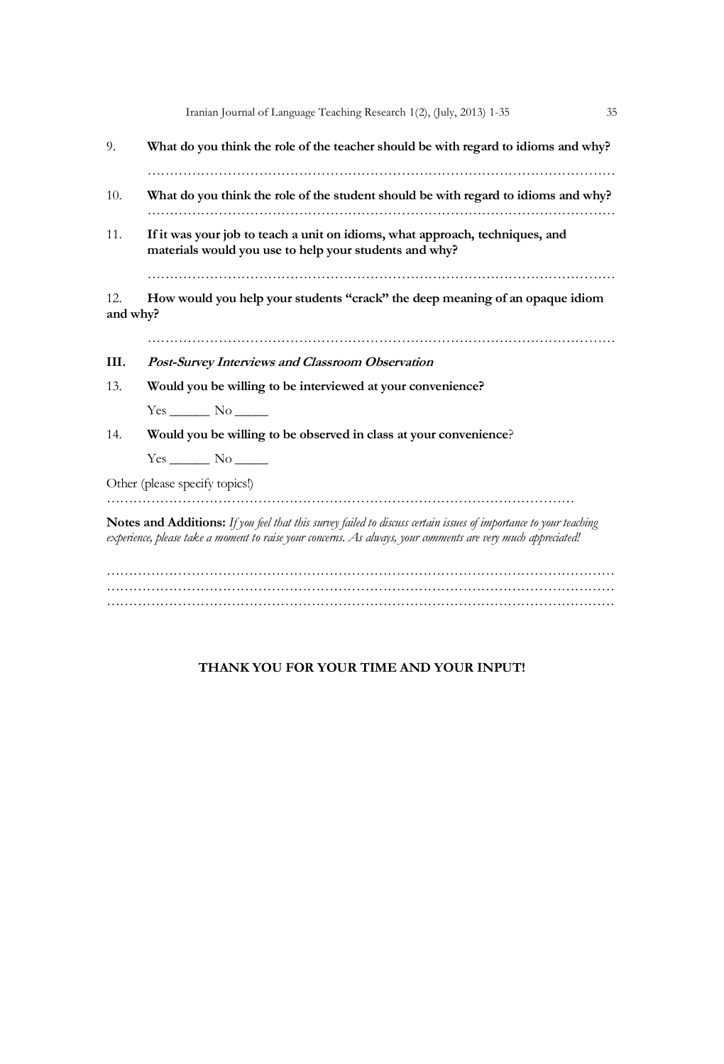9. **What do you think the role of the teacher should be with regard to idioms and why?**

………………………………………………………………………………………………

10. **What do you think the role of the student should be with regard to idioms and why?**
………………………………………………………………………………………………

11. **If it was your job to teach a unit on idioms, what approach, techniques, and materials would you use to help your students and why?**

………………………………………………………………………………………………

12. **How would you help your students "crack" the deep meaning of an opaque idiom and why?**

………………………………………………………………………………………………

**III.** ***Post-Survey Interviews and Classroom Observation***

13. **Would you be willing to be interviewed at your convenience?**

Yes ______ No _____

14. **Would you be willing to be observed in class at your convenience**?

Yes ______ No _____

Other (please specify topics!)
………………………………………………………………………………………………

**Notes and Additions:** *If you feel that this survey failed to discuss certain issues of importance to your teaching experience, please take a moment to raise your concerns. As always, your comments are very much appreciated!*

………………………………………………………………………………………………………
………………………………………………………………………………………………………
………………………………………………………………………………………………………

**THANK YOU FOR YOUR TIME AND YOUR INPUT!**